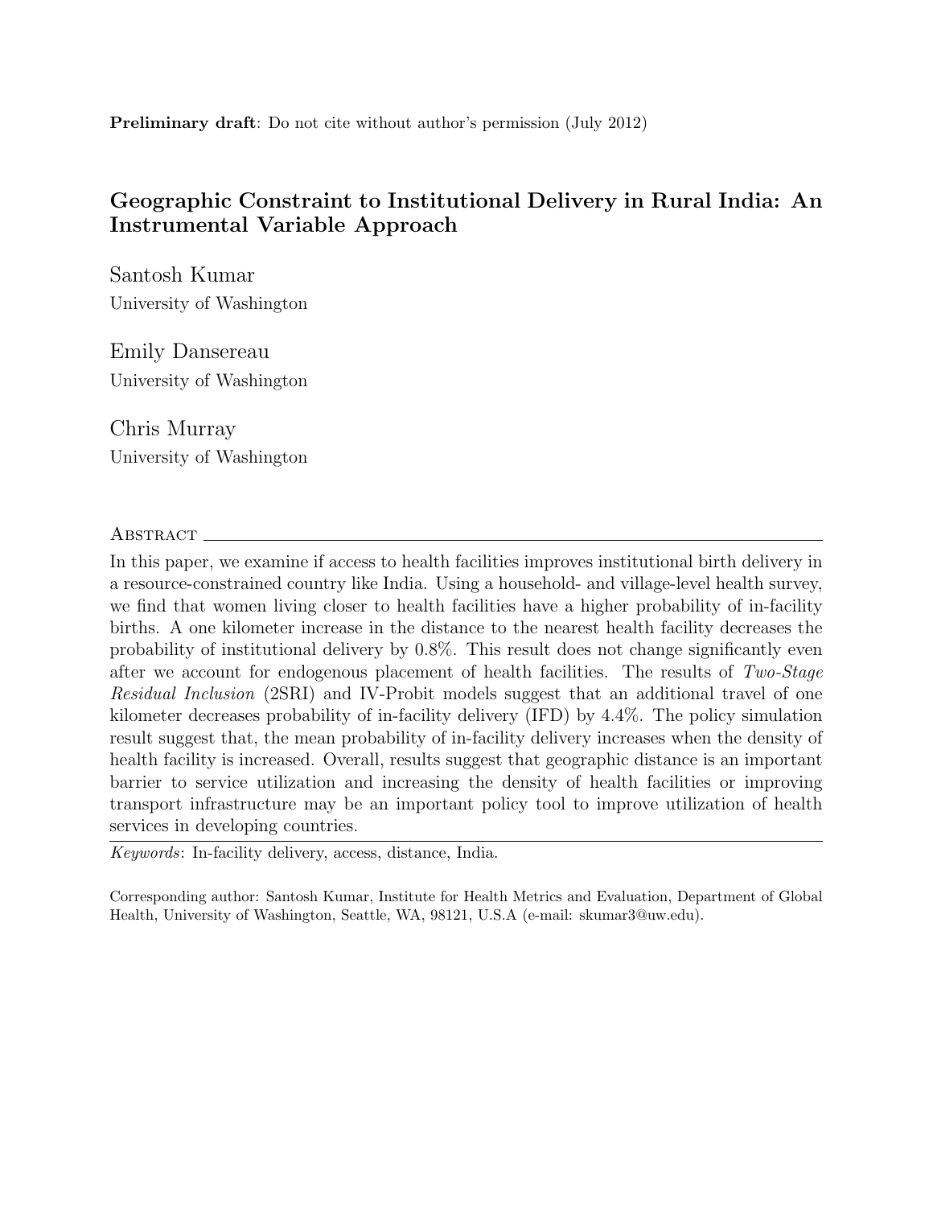**Preliminary draft**: Do not cite without author's permission (July 2012)

# Geographic Constraint to Institutional Delivery in Rural India: An Instrumental Variable Approach

Santosh Kumar
University of Washington

Emily Dansereau
University of Washington

Chris Murray
University of Washington

## Abstract

In this paper, we examine if access to health facilities improves institutional birth delivery in a resource-constrained country like India. Using a household- and village-level health survey, we find that women living closer to health facilities have a higher probability of in-facility births. A one kilometer increase in the distance to the nearest health facility decreases the probability of institutional delivery by 0.8%. This result does not change significantly even after we account for endogenous placement of health facilities. The results of *Two-Stage Residual Inclusion* (2SRI) and IV-Probit models suggest that an additional travel of one kilometer decreases probability of in-facility delivery (IFD) by 4.4%. The policy simulation result suggest that, the mean probability of in-facility delivery increases when the density of health facility is increased. Overall, results suggest that geographic distance is an important barrier to service utilization and increasing the density of health facilities or improving transport infrastructure may be an important policy tool to improve utilization of health services in developing countries.

*Keywords*: In-facility delivery, access, distance, India.

Corresponding author: Santosh Kumar, Institute for Health Metrics and Evaluation, Department of Global Health, University of Washington, Seattle, WA, 98121, U.S.A (e-mail: skumar3@uw.edu).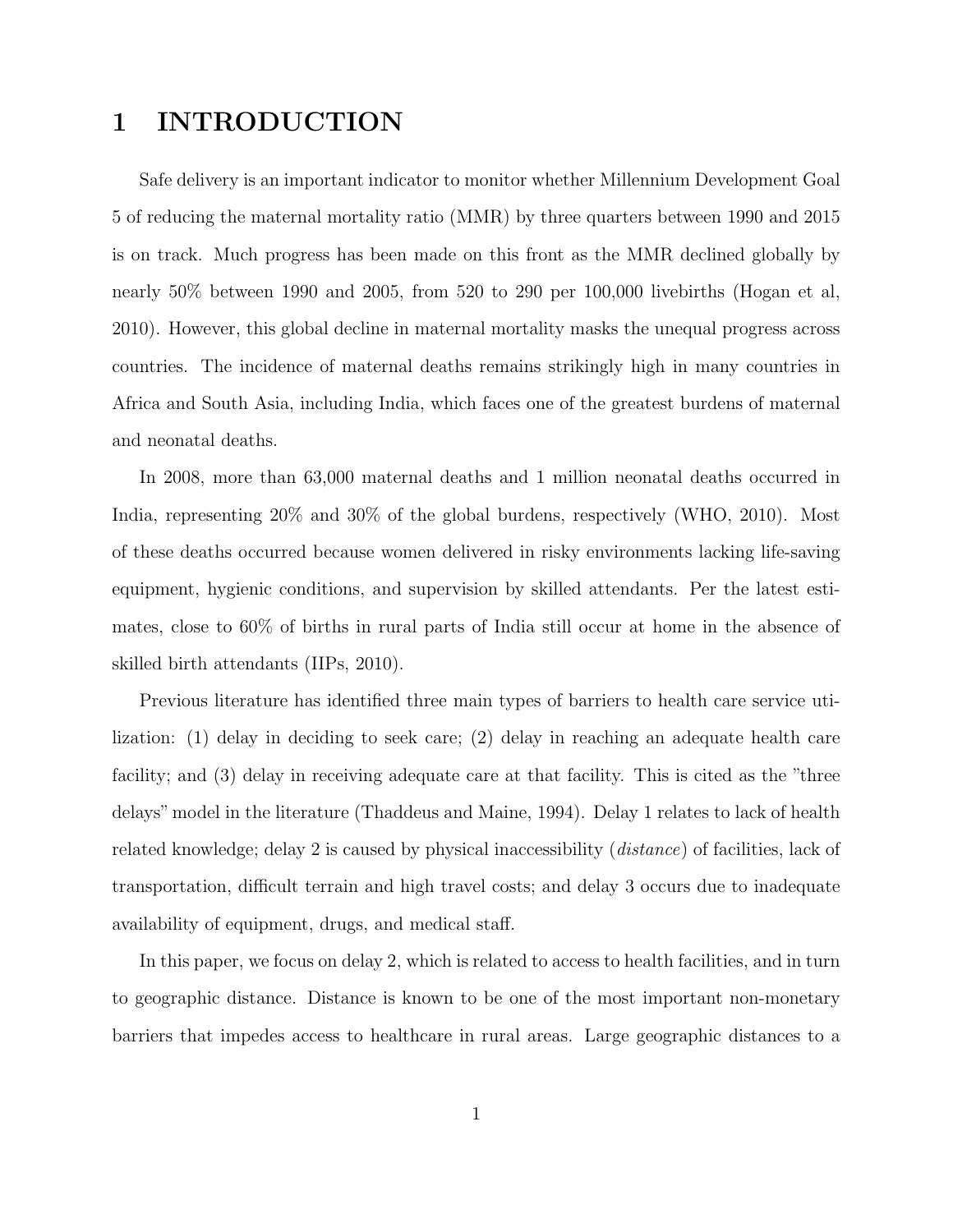# 1 INTRODUCTION

Safe delivery is an important indicator to monitor whether Millennium Development Goal 5 of reducing the maternal mortality ratio (MMR) by three quarters between 1990 and 2015 is on track. Much progress has been made on this front as the MMR declined globally by nearly 50% between 1990 and 2005, from 520 to 290 per 100,000 livebirths (Hogan et al, 2010). However, this global decline in maternal mortality masks the unequal progress across countries. The incidence of maternal deaths remains strikingly high in many countries in Africa and South Asia, including India, which faces one of the greatest burdens of maternal and neonatal deaths.

In 2008, more than 63,000 maternal deaths and 1 million neonatal deaths occurred in India, representing 20% and 30% of the global burdens, respectively (WHO, 2010). Most of these deaths occurred because women delivered in risky environments lacking life-saving equipment, hygienic conditions, and supervision by skilled attendants. Per the latest estimates, close to 60% of births in rural parts of India still occur at home in the absence of skilled birth attendants (IIPs, 2010).

Previous literature has identified three main types of barriers to health care service utilization: (1) delay in deciding to seek care; (2) delay in reaching an adequate health care facility; and (3) delay in receiving adequate care at that facility. This is cited as the "three delays" model in the literature (Thaddeus and Maine, 1994). Delay 1 relates to lack of health related knowledge; delay 2 is caused by physical inaccessibility (*distance*) of facilities, lack of transportation, difficult terrain and high travel costs; and delay 3 occurs due to inadequate availability of equipment, drugs, and medical staff.

In this paper, we focus on delay 2, which is related to access to health facilities, and in turn to geographic distance. Distance is known to be one of the most important non-monetary barriers that impedes access to healthcare in rural areas. Large geographic distances to a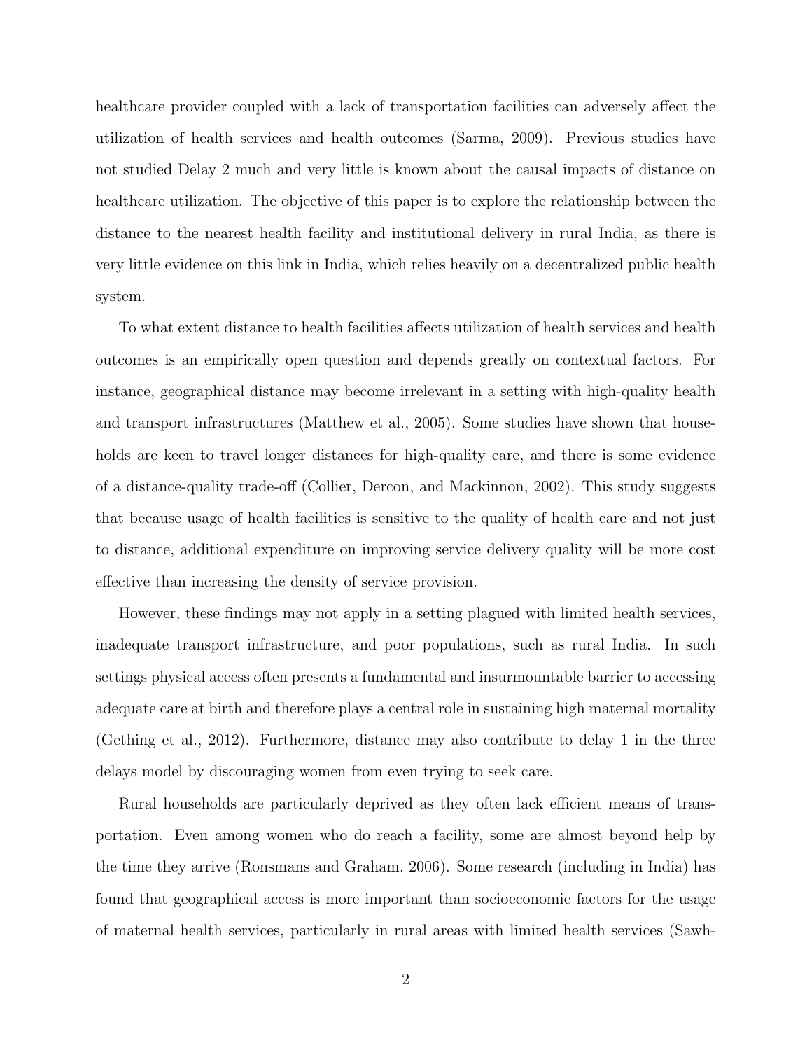healthcare provider coupled with a lack of transportation facilities can adversely affect the utilization of health services and health outcomes (Sarma, 2009). Previous studies have not studied Delay 2 much and very little is known about the causal impacts of distance on healthcare utilization. The objective of this paper is to explore the relationship between the distance to the nearest health facility and institutional delivery in rural India, as there is very little evidence on this link in India, which relies heavily on a decentralized public health system.

To what extent distance to health facilities affects utilization of health services and health outcomes is an empirically open question and depends greatly on contextual factors. For instance, geographical distance may become irrelevant in a setting with high-quality health and transport infrastructures (Matthew et al., 2005). Some studies have shown that households are keen to travel longer distances for high-quality care, and there is some evidence of a distance-quality trade-off (Collier, Dercon, and Mackinnon, 2002). This study suggests that because usage of health facilities is sensitive to the quality of health care and not just to distance, additional expenditure on improving service delivery quality will be more cost effective than increasing the density of service provision.

However, these findings may not apply in a setting plagued with limited health services, inadequate transport infrastructure, and poor populations, such as rural India. In such settings physical access often presents a fundamental and insurmountable barrier to accessing adequate care at birth and therefore plays a central role in sustaining high maternal mortality (Gething et al., 2012). Furthermore, distance may also contribute to delay 1 in the three delays model by discouraging women from even trying to seek care.

Rural households are particularly deprived as they often lack efficient means of transportation. Even among women who do reach a facility, some are almost beyond help by the time they arrive (Ronsmans and Graham, 2006). Some research (including in India) has found that geographical access is more important than socioeconomic factors for the usage of maternal health services, particularly in rural areas with limited health services (Sawh-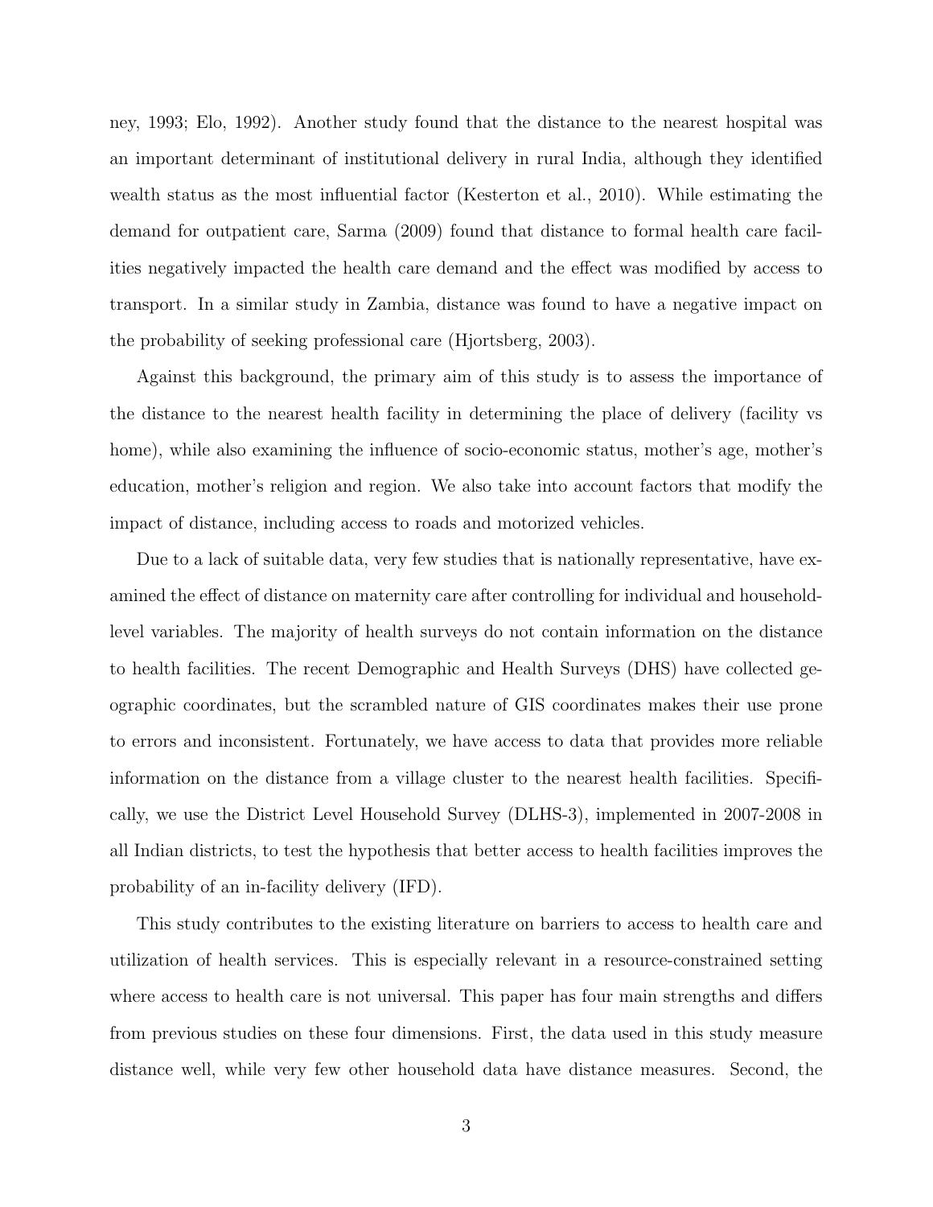ney, 1993; Elo, 1992). Another study found that the distance to the nearest hospital was an important determinant of institutional delivery in rural India, although they identified wealth status as the most influential factor (Kesterton et al., 2010). While estimating the demand for outpatient care, Sarma (2009) found that distance to formal health care facilities negatively impacted the health care demand and the effect was modified by access to transport. In a similar study in Zambia, distance was found to have a negative impact on the probability of seeking professional care (Hjortsberg, 2003).

Against this background, the primary aim of this study is to assess the importance of the distance to the nearest health facility in determining the place of delivery (facility vs home), while also examining the influence of socio-economic status, mother's age, mother's education, mother's religion and region. We also take into account factors that modify the impact of distance, including access to roads and motorized vehicles.

Due to a lack of suitable data, very few studies that is nationally representative, have examined the effect of distance on maternity care after controlling for individual and household-level variables. The majority of health surveys do not contain information on the distance to health facilities. The recent Demographic and Health Surveys (DHS) have collected geographic coordinates, but the scrambled nature of GIS coordinates makes their use prone to errors and inconsistent. Fortunately, we have access to data that provides more reliable information on the distance from a village cluster to the nearest health facilities. Specifically, we use the District Level Household Survey (DLHS-3), implemented in 2007-2008 in all Indian districts, to test the hypothesis that better access to health facilities improves the probability of an in-facility delivery (IFD).

This study contributes to the existing literature on barriers to access to health care and utilization of health services. This is especially relevant in a resource-constrained setting where access to health care is not universal. This paper has four main strengths and differs from previous studies on these four dimensions. First, the data used in this study measure distance well, while very few other household data have distance measures. Second, the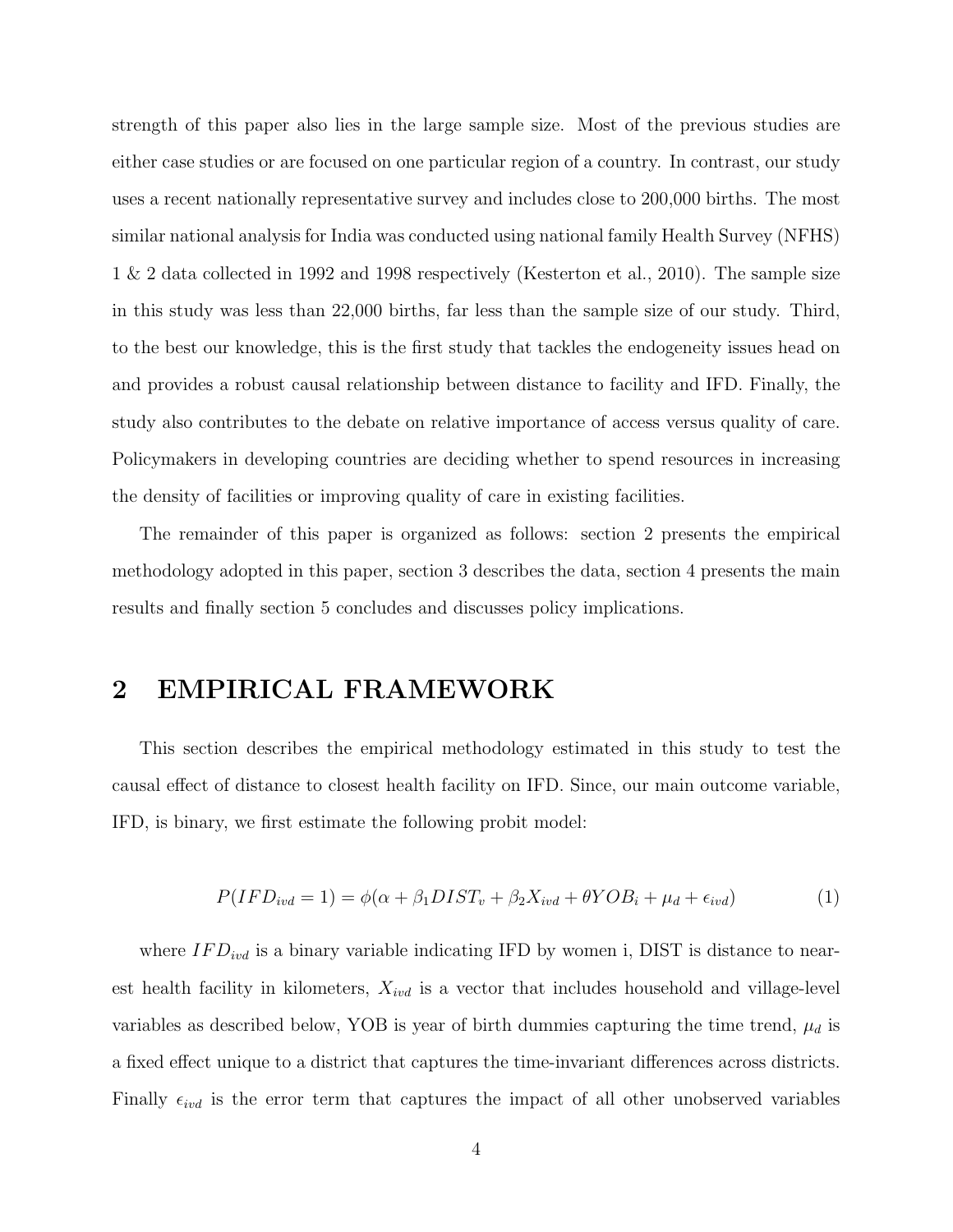strength of this paper also lies in the large sample size. Most of the previous studies are either case studies or are focused on one particular region of a country. In contrast, our study uses a recent nationally representative survey and includes close to 200,000 births. The most similar national analysis for India was conducted using national family Health Survey (NFHS) 1 & 2 data collected in 1992 and 1998 respectively (Kesterton et al., 2010). The sample size in this study was less than 22,000 births, far less than the sample size of our study. Third, to the best our knowledge, this is the first study that tackles the endogeneity issues head on and provides a robust causal relationship between distance to facility and IFD. Finally, the study also contributes to the debate on relative importance of access versus quality of care. Policymakers in developing countries are deciding whether to spend resources in increasing the density of facilities or improving quality of care in existing facilities.

The remainder of this paper is organized as follows: section 2 presents the empirical methodology adopted in this paper, section 3 describes the data, section 4 presents the main results and finally section 5 concludes and discusses policy implications.

## 2 EMPIRICAL FRAMEWORK

This section describes the empirical methodology estimated in this study to test the causal effect of distance to closest health facility on IFD. Since, our main outcome variable, IFD, is binary, we first estimate the following probit model:

$$P(IFD_{ivd} = 1) = \phi(\alpha + \beta_1 DIST_v + \beta_2 X_{ivd} + \theta YOB_i + \mu_d + \epsilon_{ivd}) \quad (1)$$

where $IFD_{ivd}$ is a binary variable indicating IFD by women i, DIST is distance to nearest health facility in kilometers, $X_{ivd}$ is a vector that includes household and village-level variables as described below, YOB is year of birth dummies capturing the time trend, $\mu_d$ is a fixed effect unique to a district that captures the time-invariant differences across districts. Finally $\epsilon_{ivd}$ is the error term that captures the impact of all other unobserved variables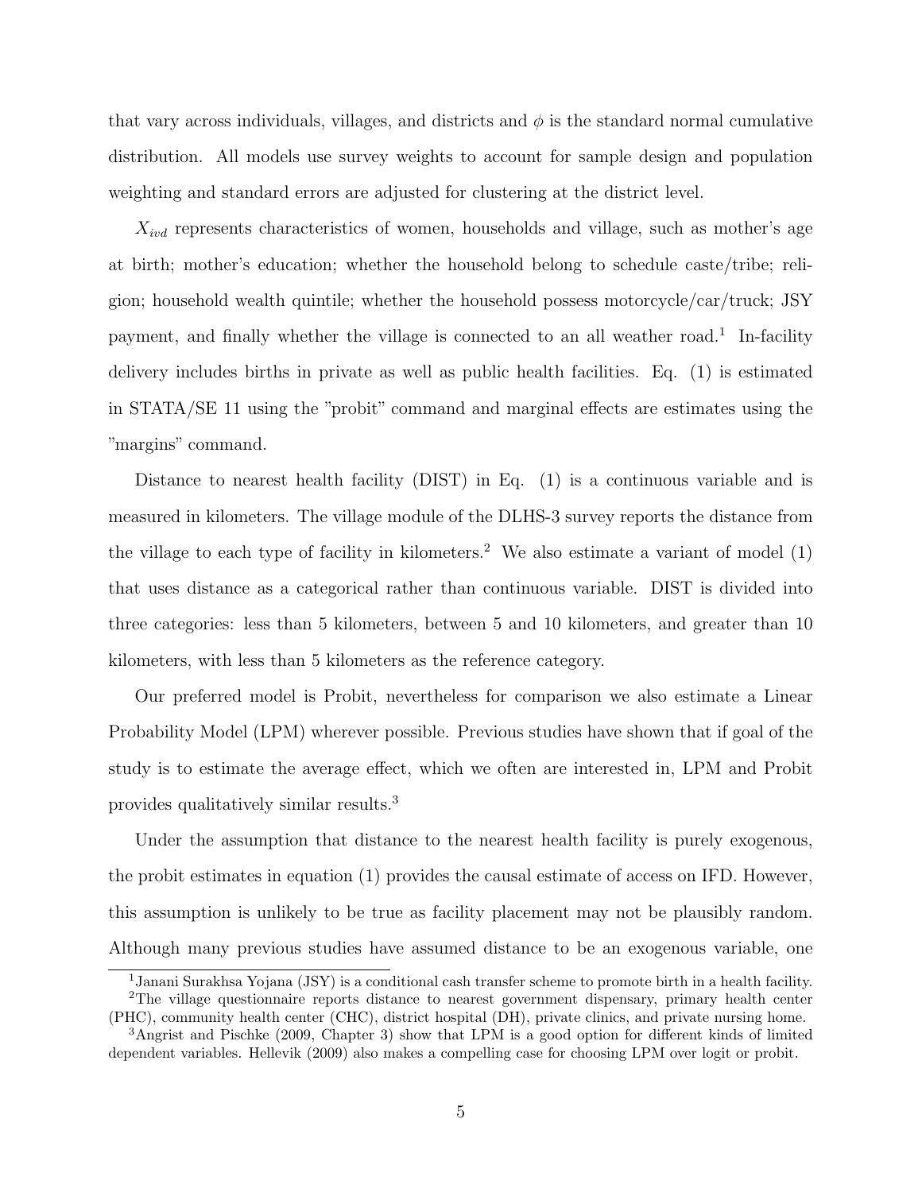that vary across individuals, villages, and districts and $\phi$ is the standard normal cumulative distribution. All models use survey weights to account for sample design and population weighting and standard errors are adjusted for clustering at the district level.

$X_{ivd}$ represents characteristics of women, households and village, such as mother's age at birth; mother's education; whether the household belong to schedule caste/tribe; religion; household wealth quintile; whether the household possess motorcycle/car/truck; JSY payment, and finally whether the village is connected to an all weather road.[1] In-facility delivery includes births in private as well as public health facilities. Eq. (1) is estimated in STATA/SE 11 using the "probit" command and marginal effects are estimates using the "margins" command.

Distance to nearest health facility (DIST) in Eq. (1) is a continuous variable and is measured in kilometers. The village module of the DLHS-3 survey reports the distance from the village to each type of facility in kilometers.[2] We also estimate a variant of model (1) that uses distance as a categorical rather than continuous variable. DIST is divided into three categories: less than 5 kilometers, between 5 and 10 kilometers, and greater than 10 kilometers, with less than 5 kilometers as the reference category.

Our preferred model is Probit, nevertheless for comparison we also estimate a Linear Probability Model (LPM) wherever possible. Previous studies have shown that if goal of the study is to estimate the average effect, which we often are interested in, LPM and Probit provides qualitatively similar results.[3]

Under the assumption that distance to the nearest health facility is purely exogenous, the probit estimates in equation (1) provides the causal estimate of access on IFD. However, this assumption is unlikely to be true as facility placement may not be plausibly random. Although many previous studies have assumed distance to be an exogenous variable, one

[1] Janani Surakhsa Yojana (JSY) is a conditional cash transfer scheme to promote birth in a health facility.

[2] The village questionnaire reports distance to nearest government dispensary, primary health center (PHC), community health center (CHC), district hospital (DH), private clinics, and private nursing home.

[3] Angrist and Pischke (2009, Chapter 3) show that LPM is a good option for different kinds of limited dependent variables. Hellevik (2009) also makes a compelling case for choosing LPM over logit or probit.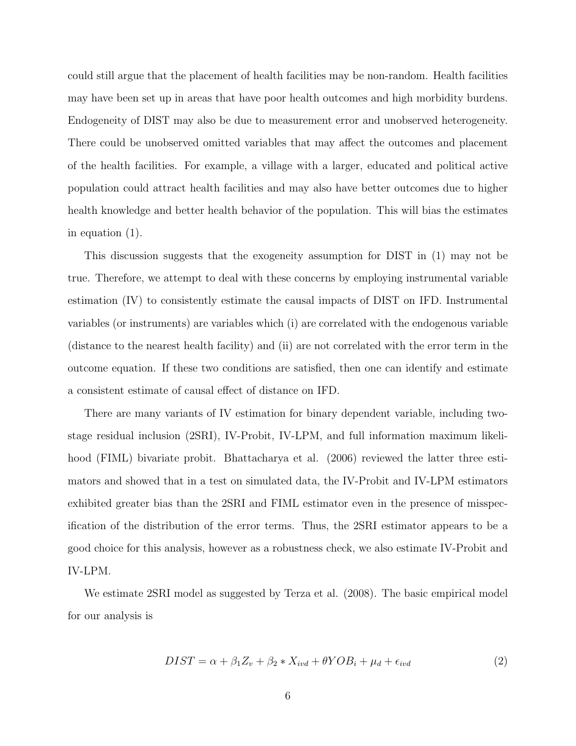could still argue that the placement of health facilities may be non-random. Health facilities may have been set up in areas that have poor health outcomes and high morbidity burdens. Endogeneity of DIST may also be due to measurement error and unobserved heterogeneity. There could be unobserved omitted variables that may affect the outcomes and placement of the health facilities. For example, a village with a larger, educated and political active population could attract health facilities and may also have better outcomes due to higher health knowledge and better health behavior of the population. This will bias the estimates in equation (1).

This discussion suggests that the exogeneity assumption for DIST in (1) may not be true. Therefore, we attempt to deal with these concerns by employing instrumental variable estimation (IV) to consistently estimate the causal impacts of DIST on IFD. Instrumental variables (or instruments) are variables which (i) are correlated with the endogenous variable (distance to the nearest health facility) and (ii) are not correlated with the error term in the outcome equation. If these two conditions are satisfied, then one can identify and estimate a consistent estimate of causal effect of distance on IFD.

There are many variants of IV estimation for binary dependent variable, including two-stage residual inclusion (2SRI), IV-Probit, IV-LPM, and full information maximum likelihood (FIML) bivariate probit. Bhattacharya et al. (2006) reviewed the latter three estimators and showed that in a test on simulated data, the IV-Probit and IV-LPM estimators exhibited greater bias than the 2SRI and FIML estimator even in the presence of misspecification of the distribution of the error terms. Thus, the 2SRI estimator appears to be a good choice for this analysis, however as a robustness check, we also estimate IV-Probit and IV-LPM.

We estimate 2SRI model as suggested by Terza et al. (2008). The basic empirical model for our analysis is

$$DIST = \alpha + \beta_1 Z_v + \beta_2 * X_{ivd} + \theta YOB_i + \mu_d + \epsilon_{ivd} \tag{2}$$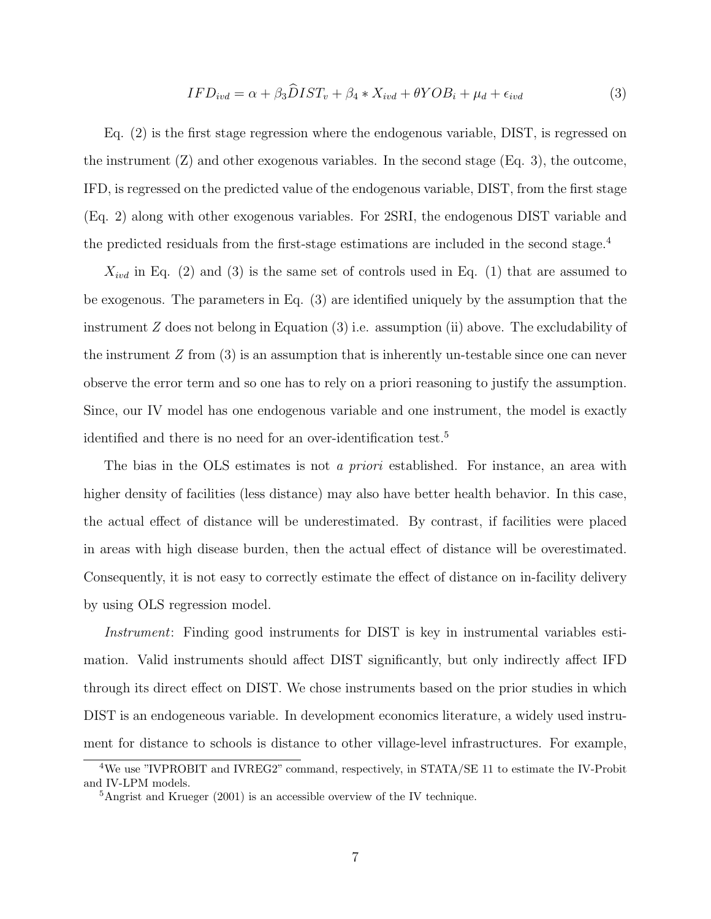$$IFD_{ivd} = \alpha + \beta_3 \widehat{D}IST_v + \beta_4 * X_{ivd} + \theta YOB_i + \mu_d + \epsilon_{ivd} \tag{3}$$

Eq. (2) is the first stage regression where the endogenous variable, DIST, is regressed on the instrument (Z) and other exogenous variables. In the second stage (Eq. 3), the outcome, IFD, is regressed on the predicted value of the endogenous variable, DIST, from the first stage (Eq. 2) along with other exogenous variables. For 2SRI, the endogenous DIST variable and the predicted residuals from the first-stage estimations are included in the second stage.[4]

$X_{ivd}$ in Eq. (2) and (3) is the same set of controls used in Eq. (1) that are assumed to be exogenous. The parameters in Eq. (3) are identified uniquely by the assumption that the instrument $Z$ does not belong in Equation (3) i.e. assumption (ii) above. The excludability of the instrument $Z$ from (3) is an assumption that is inherently un-testable since one can never observe the error term and so one has to rely on a priori reasoning to justify the assumption. Since, our IV model has one endogenous variable and one instrument, the model is exactly identified and there is no need for an over-identification test.[5]

The bias in the OLS estimates is not *a priori* established. For instance, an area with higher density of facilities (less distance) may also have better health behavior. In this case, the actual effect of distance will be underestimated. By contrast, if facilities were placed in areas with high disease burden, then the actual effect of distance will be overestimated. Consequently, it is not easy to correctly estimate the effect of distance on in-facility delivery by using OLS regression model.

*Instrument*: Finding good instruments for DIST is key in instrumental variables estimation. Valid instruments should affect DIST significantly, but only indirectly affect IFD through its direct effect on DIST. We chose instruments based on the prior studies in which DIST is an endogeneous variable. In development economics literature, a widely used instrument for distance to schools is distance to other village-level infrastructures. For example,

[4] We use "IVPROBIT and IVREG2" command, respectively, in STATA/SE 11 to estimate the IV-Probit and IV-LPM models.

[5] Angrist and Krueger (2001) is an accessible overview of the IV technique.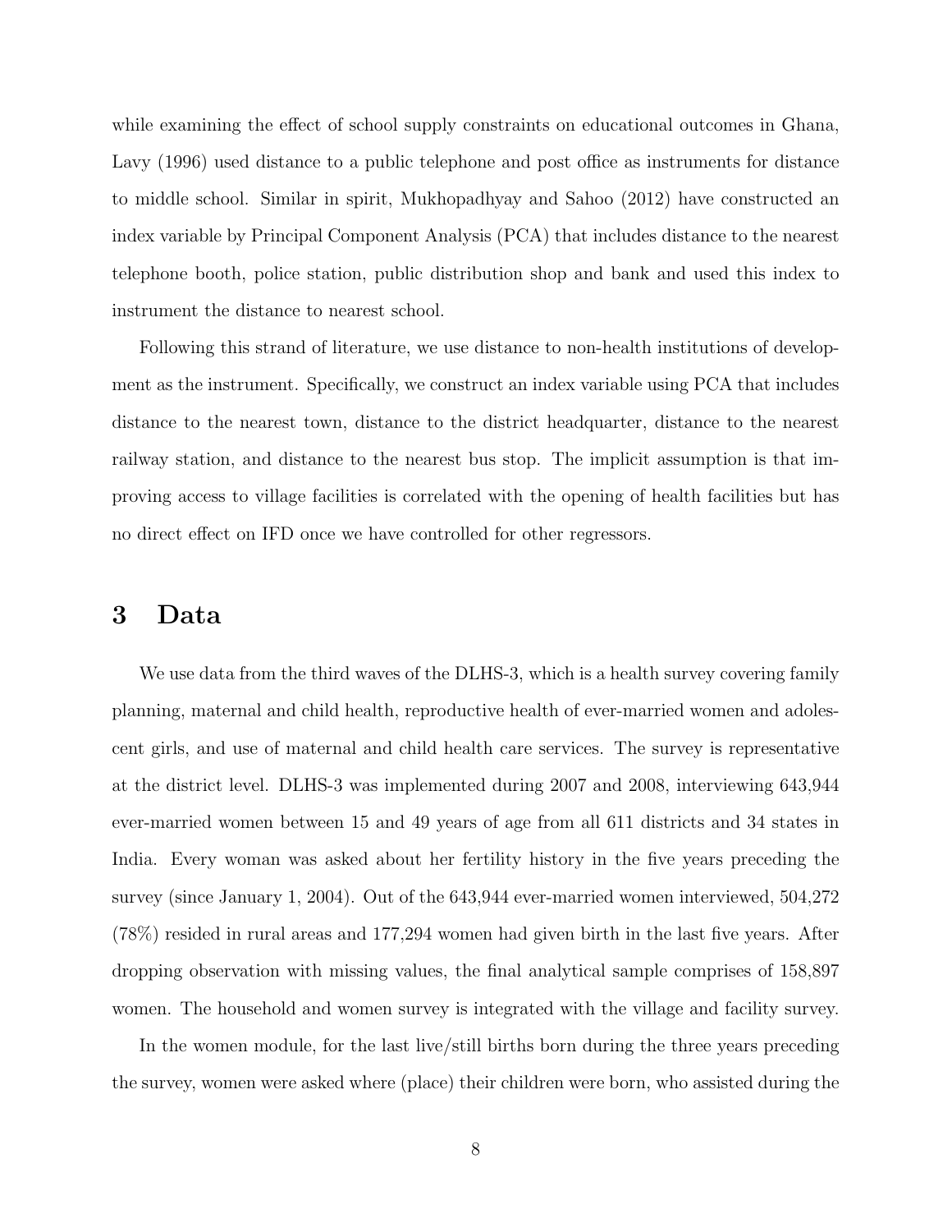while examining the effect of school supply constraints on educational outcomes in Ghana, Lavy (1996) used distance to a public telephone and post office as instruments for distance to middle school. Similar in spirit, Mukhopadhyay and Sahoo (2012) have constructed an index variable by Principal Component Analysis (PCA) that includes distance to the nearest telephone booth, police station, public distribution shop and bank and used this index to instrument the distance to nearest school.

Following this strand of literature, we use distance to non-health institutions of development as the instrument. Specifically, we construct an index variable using PCA that includes distance to the nearest town, distance to the district headquarter, distance to the nearest railway station, and distance to the nearest bus stop. The implicit assumption is that improving access to village facilities is correlated with the opening of health facilities but has no direct effect on IFD once we have controlled for other regressors.

# 3 Data

We use data from the third waves of the DLHS-3, which is a health survey covering family planning, maternal and child health, reproductive health of ever-married women and adolescent girls, and use of maternal and child health care services. The survey is representative at the district level. DLHS-3 was implemented during 2007 and 2008, interviewing 643,944 ever-married women between 15 and 49 years of age from all 611 districts and 34 states in India. Every woman was asked about her fertility history in the five years preceding the survey (since January 1, 2004). Out of the 643,944 ever-married women interviewed, 504,272 (78%) resided in rural areas and 177,294 women had given birth in the last five years. After dropping observation with missing values, the final analytical sample comprises of 158,897 women. The household and women survey is integrated with the village and facility survey.

In the women module, for the last live/still births born during the three years preceding the survey, women were asked where (place) their children were born, who assisted during the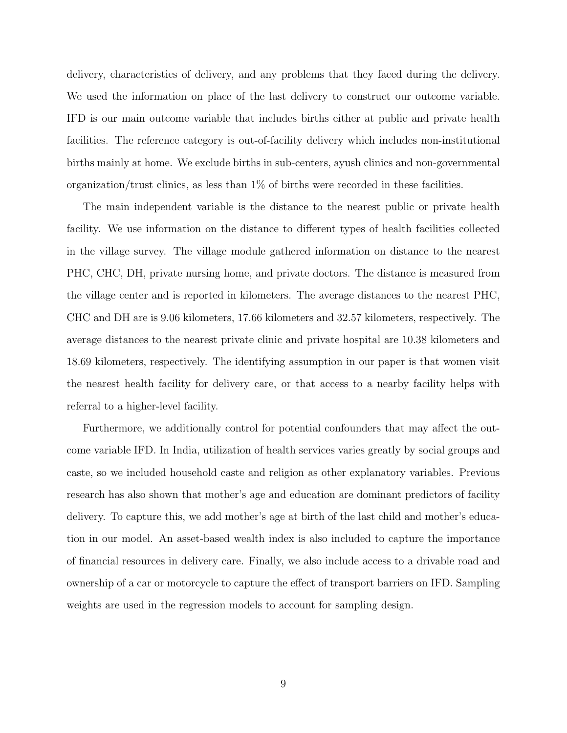delivery, characteristics of delivery, and any problems that they faced during the delivery. We used the information on place of the last delivery to construct our outcome variable. IFD is our main outcome variable that includes births either at public and private health facilities. The reference category is out-of-facility delivery which includes non-institutional births mainly at home. We exclude births in sub-centers, ayush clinics and non-governmental organization/trust clinics, as less than 1% of births were recorded in these facilities.

The main independent variable is the distance to the nearest public or private health facility. We use information on the distance to different types of health facilities collected in the village survey. The village module gathered information on distance to the nearest PHC, CHC, DH, private nursing home, and private doctors. The distance is measured from the village center and is reported in kilometers. The average distances to the nearest PHC, CHC and DH are is 9.06 kilometers, 17.66 kilometers and 32.57 kilometers, respectively. The average distances to the nearest private clinic and private hospital are 10.38 kilometers and 18.69 kilometers, respectively. The identifying assumption in our paper is that women visit the nearest health facility for delivery care, or that access to a nearby facility helps with referral to a higher-level facility.

Furthermore, we additionally control for potential confounders that may affect the outcome variable IFD. In India, utilization of health services varies greatly by social groups and caste, so we included household caste and religion as other explanatory variables. Previous research has also shown that mother's age and education are dominant predictors of facility delivery. To capture this, we add mother's age at birth of the last child and mother's education in our model. An asset-based wealth index is also included to capture the importance of financial resources in delivery care. Finally, we also include access to a drivable road and ownership of a car or motorcycle to capture the effect of transport barriers on IFD. Sampling weights are used in the regression models to account for sampling design.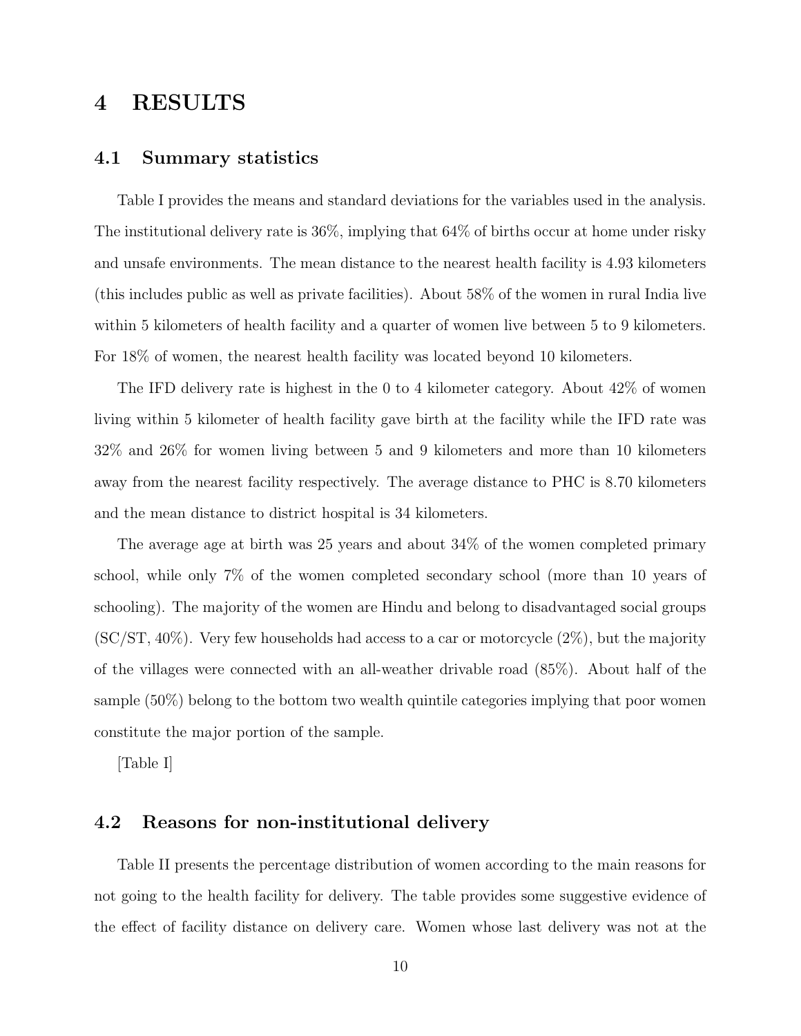# 4 RESULTS

## 4.1 Summary statistics

Table I provides the means and standard deviations for the variables used in the analysis. The institutional delivery rate is 36%, implying that 64% of births occur at home under risky and unsafe environments. The mean distance to the nearest health facility is 4.93 kilometers (this includes public as well as private facilities). About 58% of the women in rural India live within 5 kilometers of health facility and a quarter of women live between 5 to 9 kilometers. For 18% of women, the nearest health facility was located beyond 10 kilometers.

The IFD delivery rate is highest in the 0 to 4 kilometer category. About 42% of women living within 5 kilometer of health facility gave birth at the facility while the IFD rate was 32% and 26% for women living between 5 and 9 kilometers and more than 10 kilometers away from the nearest facility respectively. The average distance to PHC is 8.70 kilometers and the mean distance to district hospital is 34 kilometers.

The average age at birth was 25 years and about 34% of the women completed primary school, while only 7% of the women completed secondary school (more than 10 years of schooling). The majority of the women are Hindu and belong to disadvantaged social groups (SC/ST, 40%). Very few households had access to a car or motorcycle (2%), but the majority of the villages were connected with an all-weather drivable road (85%). About half of the sample (50%) belong to the bottom two wealth quintile categories implying that poor women constitute the major portion of the sample.

[Table I]

## 4.2 Reasons for non-institutional delivery

Table II presents the percentage distribution of women according to the main reasons for not going to the health facility for delivery. The table provides some suggestive evidence of the effect of facility distance on delivery care. Women whose last delivery was not at the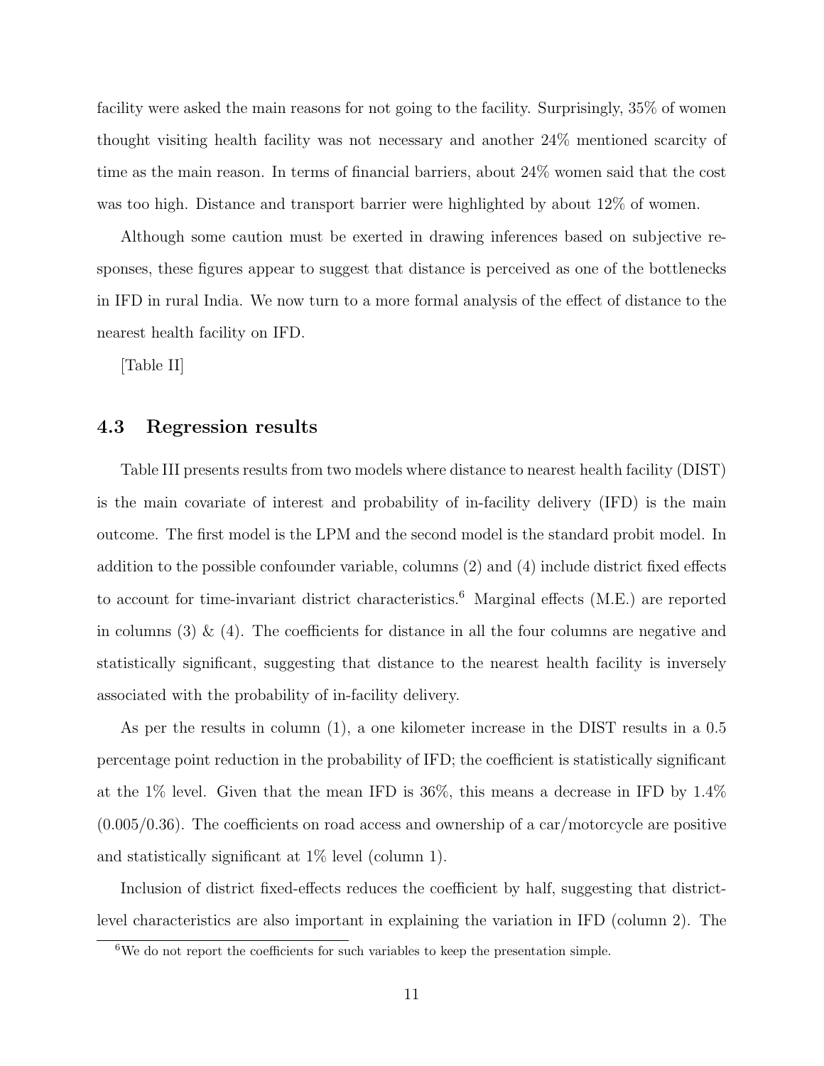facility were asked the main reasons for not going to the facility. Surprisingly, 35% of women thought visiting health facility was not necessary and another 24% mentioned scarcity of time as the main reason. In terms of financial barriers, about 24% women said that the cost was too high. Distance and transport barrier were highlighted by about 12% of women.

Although some caution must be exerted in drawing inferences based on subjective responses, these figures appear to suggest that distance is perceived as one of the bottlenecks in IFD in rural India. We now turn to a more formal analysis of the effect of distance to the nearest health facility on IFD.

[Table II]

### 4.3 Regression results

Table III presents results from two models where distance to nearest health facility (DIST) is the main covariate of interest and probability of in-facility delivery (IFD) is the main outcome. The first model is the LPM and the second model is the standard probit model. In addition to the possible confounder variable, columns (2) and (4) include district fixed effects to account for time-invariant district characteristics.[6] Marginal effects (M.E.) are reported in columns (3) & (4). The coefficients for distance in all the four columns are negative and statistically significant, suggesting that distance to the nearest health facility is inversely associated with the probability of in-facility delivery.

As per the results in column (1), a one kilometer increase in the DIST results in a 0.5 percentage point reduction in the probability of IFD; the coefficient is statistically significant at the 1% level. Given that the mean IFD is 36%, this means a decrease in IFD by 1.4% (0.005/0.36). The coefficients on road access and ownership of a car/motorcycle are positive and statistically significant at 1% level (column 1).

Inclusion of district fixed-effects reduces the coefficient by half, suggesting that district-level characteristics are also important in explaining the variation in IFD (column 2). The

[6] We do not report the coefficients for such variables to keep the presentation simple.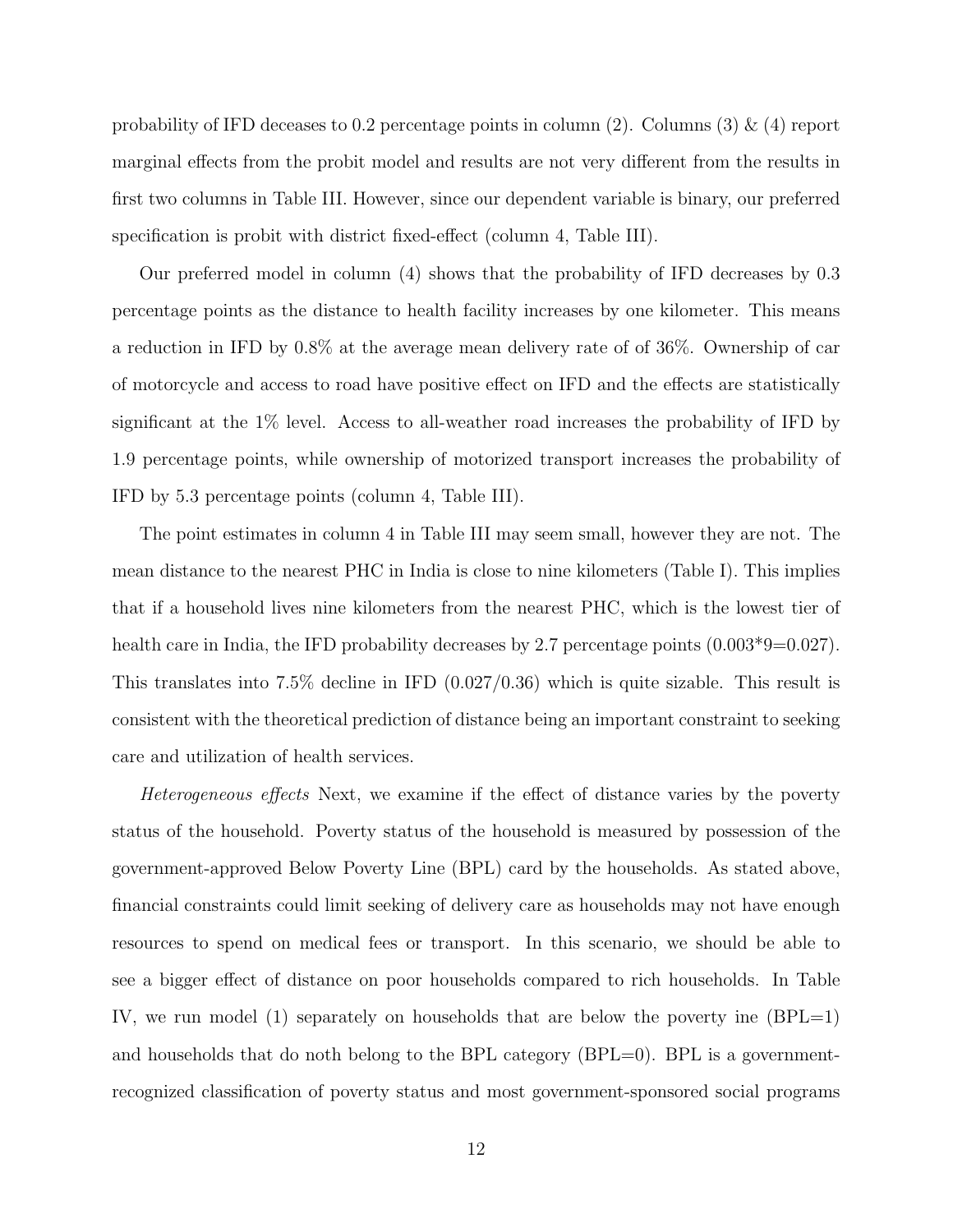probability of IFD deceases to 0.2 percentage points in column (2). Columns (3) & (4) report marginal effects from the probit model and results are not very different from the results in first two columns in Table III. However, since our dependent variable is binary, our preferred specification is probit with district fixed-effect (column 4, Table III).

Our preferred model in column (4) shows that the probability of IFD decreases by 0.3 percentage points as the distance to health facility increases by one kilometer. This means a reduction in IFD by 0.8% at the average mean delivery rate of of 36%. Ownership of car of motorcycle and access to road have positive effect on IFD and the effects are statistically significant at the 1% level. Access to all-weather road increases the probability of IFD by 1.9 percentage points, while ownership of motorized transport increases the probability of IFD by 5.3 percentage points (column 4, Table III).

The point estimates in column 4 in Table III may seem small, however they are not. The mean distance to the nearest PHC in India is close to nine kilometers (Table I). This implies that if a household lives nine kilometers from the nearest PHC, which is the lowest tier of health care in India, the IFD probability decreases by 2.7 percentage points (0.003*9=0.027). This translates into 7.5% decline in IFD (0.027/0.36) which is quite sizable. This result is consistent with the theoretical prediction of distance being an important constraint to seeking care and utilization of health services.

*Heterogeneous effects* Next, we examine if the effect of distance varies by the poverty status of the household. Poverty status of the household is measured by possession of the government-approved Below Poverty Line (BPL) card by the households. As stated above, financial constraints could limit seeking of delivery care as households may not have enough resources to spend on medical fees or transport. In this scenario, we should be able to see a bigger effect of distance on poor households compared to rich households. In Table IV, we run model (1) separately on households that are below the poverty ine (BPL=1) and households that do noth belong to the BPL category (BPL=0). BPL is a government-recognized classification of poverty status and most government-sponsored social programs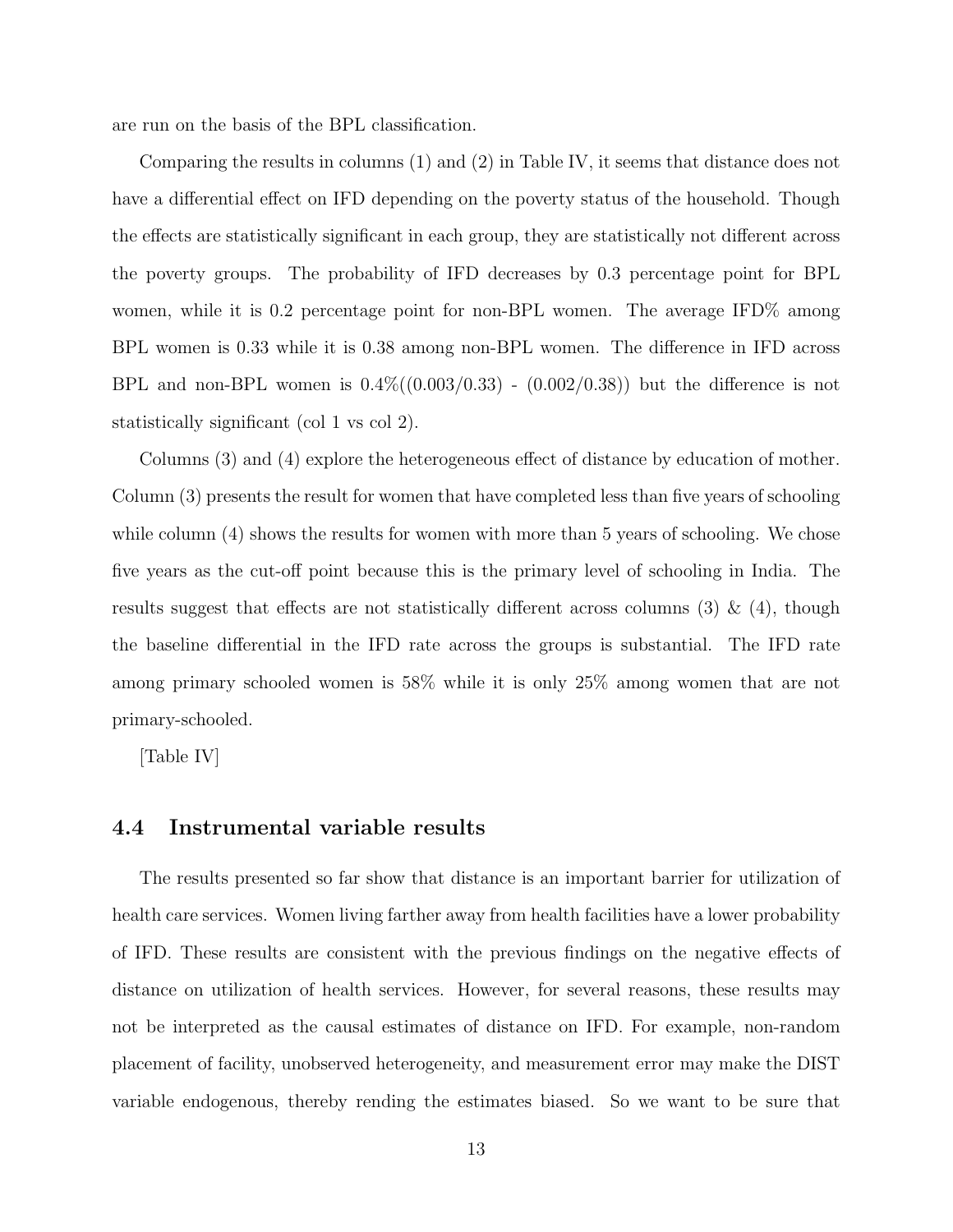are run on the basis of the BPL classification.

Comparing the results in columns (1) and (2) in Table IV, it seems that distance does not have a differential effect on IFD depending on the poverty status of the household. Though the effects are statistically significant in each group, they are statistically not different across the poverty groups. The probability of IFD decreases by 0.3 percentage point for BPL women, while it is 0.2 percentage point for non-BPL women. The average IFD% among BPL women is 0.33 while it is 0.38 among non-BPL women. The difference in IFD across BPL and non-BPL women is 0.4%((0.003/0.33) - (0.002/0.38)) but the difference is not statistically significant (col 1 vs col 2).

Columns (3) and (4) explore the heterogeneous effect of distance by education of mother. Column (3) presents the result for women that have completed less than five years of schooling while column (4) shows the results for women with more than 5 years of schooling. We chose five years as the cut-off point because this is the primary level of schooling in India. The results suggest that effects are not statistically different across columns (3) & (4), though the baseline differential in the IFD rate across the groups is substantial. The IFD rate among primary schooled women is 58% while it is only 25% among women that are not primary-schooled.

[Table IV]

## 4.4 Instrumental variable results

The results presented so far show that distance is an important barrier for utilization of health care services. Women living farther away from health facilities have a lower probability of IFD. These results are consistent with the previous findings on the negative effects of distance on utilization of health services. However, for several reasons, these results may not be interpreted as the causal estimates of distance on IFD. For example, non-random placement of facility, unobserved heterogeneity, and measurement error may make the DIST variable endogenous, thereby rending the estimates biased. So we want to be sure that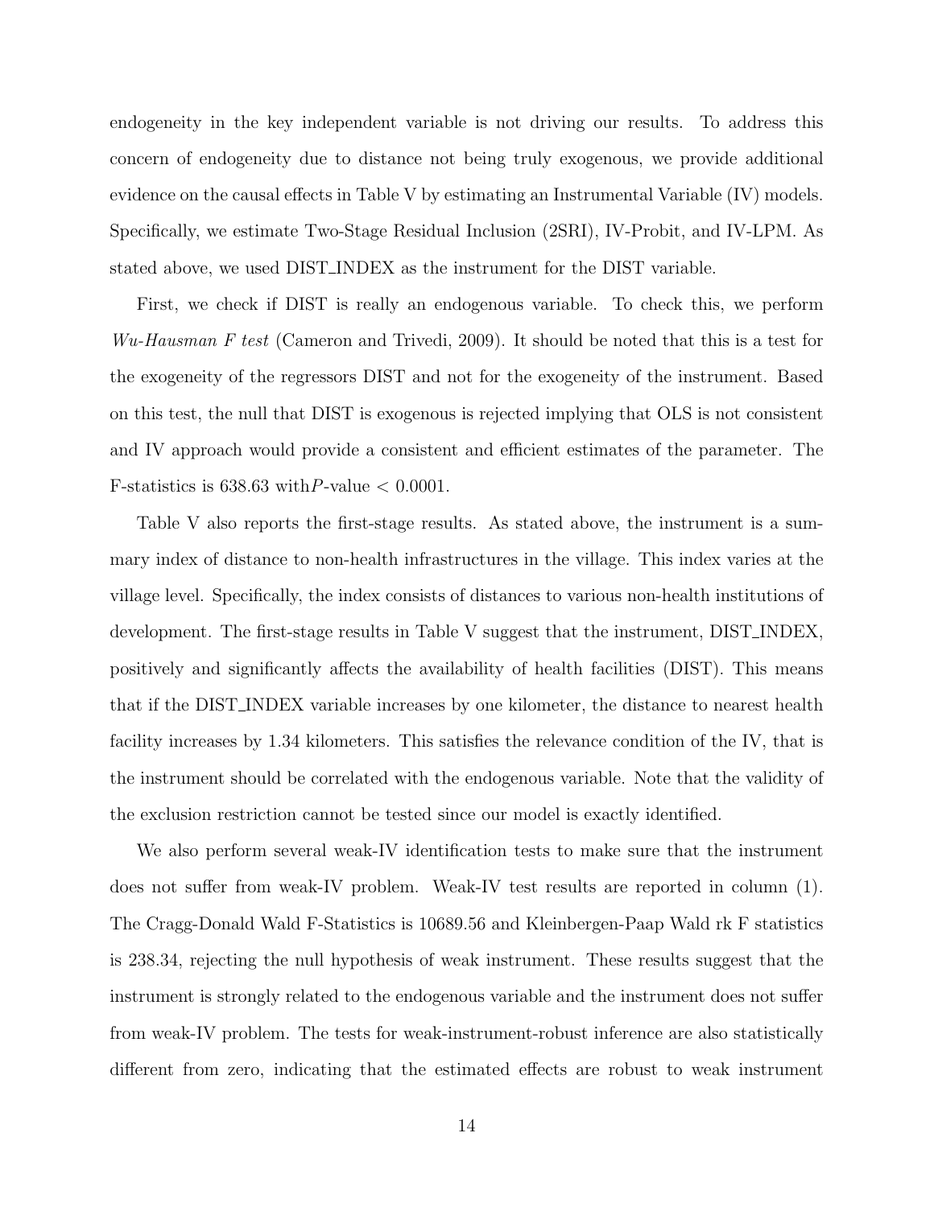endogeneity in the key independent variable is not driving our results. To address this concern of endogeneity due to distance not being truly exogenous, we provide additional evidence on the causal effects in Table V by estimating an Instrumental Variable (IV) models. Specifically, we estimate Two-Stage Residual Inclusion (2SRI), IV-Probit, and IV-LPM. As stated above, we used DIST_INDEX as the instrument for the DIST variable.

First, we check if DIST is really an endogenous variable. To check this, we perform *Wu-Hausman F test* (Cameron and Trivedi, 2009). It should be noted that this is a test for the exogeneity of the regressors DIST and not for the exogeneity of the instrument. Based on this test, the null that DIST is exogenous is rejected implying that OLS is not consistent and IV approach would provide a consistent and efficient estimates of the parameter. The F-statistics is 638.63 with$P$-value $< 0.0001$.

Table V also reports the first-stage results. As stated above, the instrument is a summary index of distance to non-health infrastructures in the village. This index varies at the village level. Specifically, the index consists of distances to various non-health institutions of development. The first-stage results in Table V suggest that the instrument, DIST_INDEX, positively and significantly affects the availability of health facilities (DIST). This means that if the DIST_INDEX variable increases by one kilometer, the distance to nearest health facility increases by 1.34 kilometers. This satisfies the relevance condition of the IV, that is the instrument should be correlated with the endogenous variable. Note that the validity of the exclusion restriction cannot be tested since our model is exactly identified.

We also perform several weak-IV identification tests to make sure that the instrument does not suffer from weak-IV problem. Weak-IV test results are reported in column (1). The Cragg-Donald Wald F-Statistics is 10689.56 and Kleinbergen-Paap Wald rk F statistics is 238.34, rejecting the null hypothesis of weak instrument. These results suggest that the instrument is strongly related to the endogenous variable and the instrument does not suffer from weak-IV problem. The tests for weak-instrument-robust inference are also statistically different from zero, indicating that the estimated effects are robust to weak instrument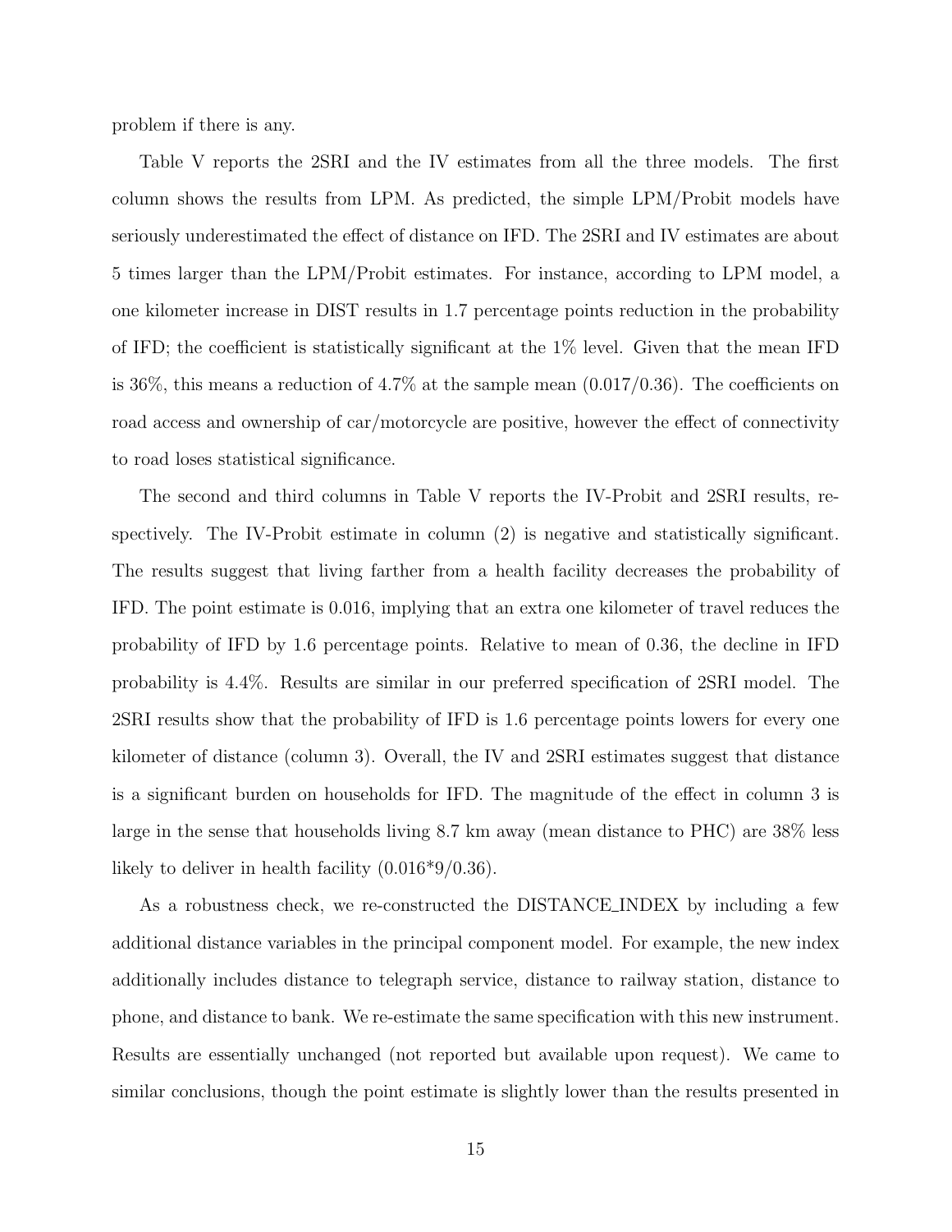problem if there is any.

Table V reports the 2SRI and the IV estimates from all the three models. The first column shows the results from LPM. As predicted, the simple LPM/Probit models have seriously underestimated the effect of distance on IFD. The 2SRI and IV estimates are about 5 times larger than the LPM/Probit estimates. For instance, according to LPM model, a one kilometer increase in DIST results in 1.7 percentage points reduction in the probability of IFD; the coefficient is statistically significant at the 1% level. Given that the mean IFD is 36%, this means a reduction of 4.7% at the sample mean (0.017/0.36). The coefficients on road access and ownership of car/motorcycle are positive, however the effect of connectivity to road loses statistical significance.

The second and third columns in Table V reports the IV-Probit and 2SRI results, respectively. The IV-Probit estimate in column (2) is negative and statistically significant. The results suggest that living farther from a health facility decreases the probability of IFD. The point estimate is 0.016, implying that an extra one kilometer of travel reduces the probability of IFD by 1.6 percentage points. Relative to mean of 0.36, the decline in IFD probability is 4.4%. Results are similar in our preferred specification of 2SRI model. The 2SRI results show that the probability of IFD is 1.6 percentage points lowers for every one kilometer of distance (column 3). Overall, the IV and 2SRI estimates suggest that distance is a significant burden on households for IFD. The magnitude of the effect in column 3 is large in the sense that households living 8.7 km away (mean distance to PHC) are 38% less likely to deliver in health facility (0.016*9/0.36).

As a robustness check, we re-constructed the DISTANCE_INDEX by including a few additional distance variables in the principal component model. For example, the new index additionally includes distance to telegraph service, distance to railway station, distance to phone, and distance to bank. We re-estimate the same specification with this new instrument. Results are essentially unchanged (not reported but available upon request). We came to similar conclusions, though the point estimate is slightly lower than the results presented in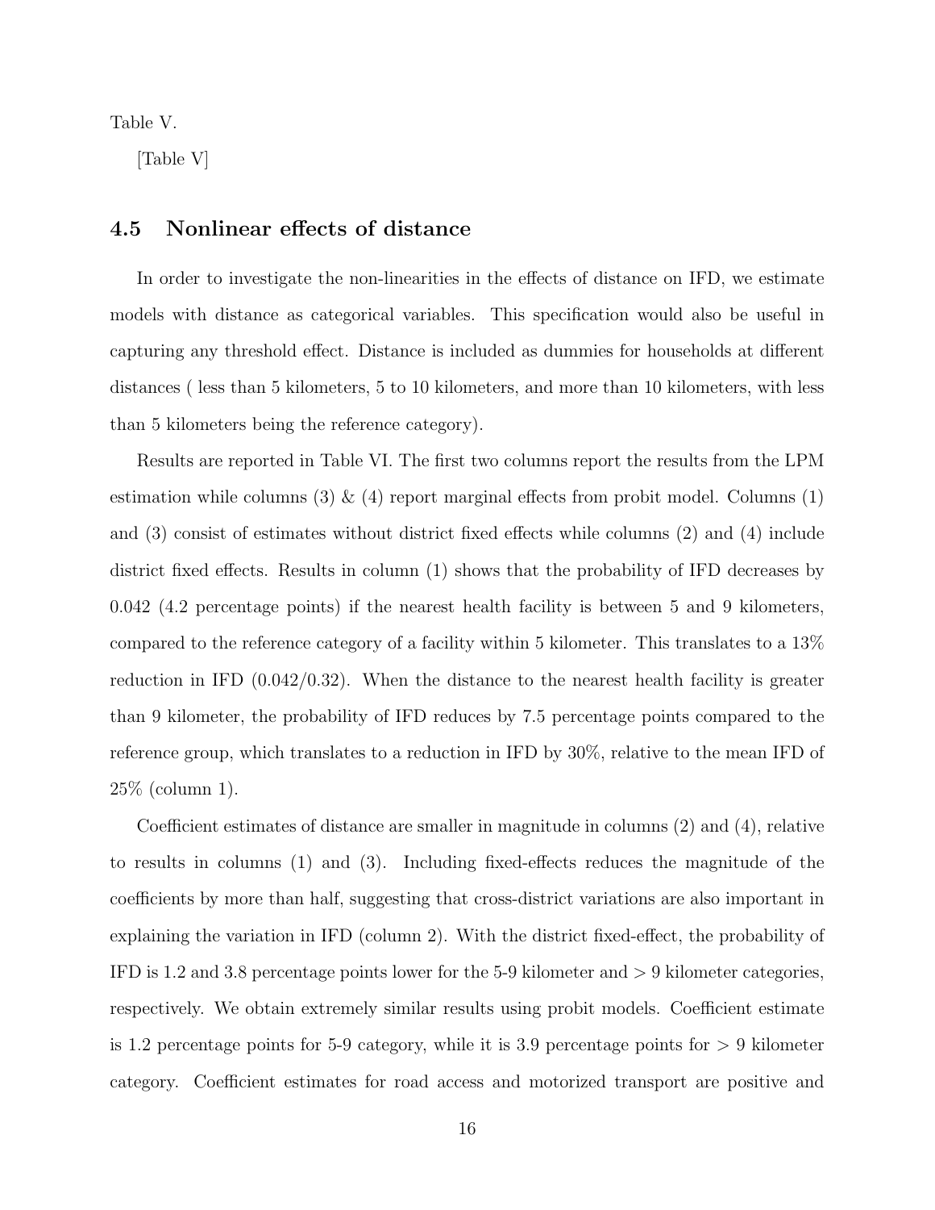Table V.

[Table V]

### 4.5 Nonlinear effects of distance

In order to investigate the non-linearities in the effects of distance on IFD, we estimate models with distance as categorical variables. This specification would also be useful in capturing any threshold effect. Distance is included as dummies for households at different distances ( less than 5 kilometers, 5 to 10 kilometers, and more than 10 kilometers, with less than 5 kilometers being the reference category).

Results are reported in Table VI. The first two columns report the results from the LPM estimation while columns (3) & (4) report marginal effects from probit model. Columns (1) and (3) consist of estimates without district fixed effects while columns (2) and (4) include district fixed effects. Results in column (1) shows that the probability of IFD decreases by 0.042 (4.2 percentage points) if the nearest health facility is between 5 and 9 kilometers, compared to the reference category of a facility within 5 kilometer. This translates to a 13% reduction in IFD (0.042/0.32). When the distance to the nearest health facility is greater than 9 kilometer, the probability of IFD reduces by 7.5 percentage points compared to the reference group, which translates to a reduction in IFD by 30%, relative to the mean IFD of 25% (column 1).

Coefficient estimates of distance are smaller in magnitude in columns (2) and (4), relative to results in columns (1) and (3). Including fixed-effects reduces the magnitude of the coefficients by more than half, suggesting that cross-district variations are also important in explaining the variation in IFD (column 2). With the district fixed-effect, the probability of IFD is 1.2 and 3.8 percentage points lower for the 5-9 kilometer and > 9 kilometer categories, respectively. We obtain extremely similar results using probit models. Coefficient estimate is 1.2 percentage points for 5-9 category, while it is 3.9 percentage points for > 9 kilometer category. Coefficient estimates for road access and motorized transport are positive and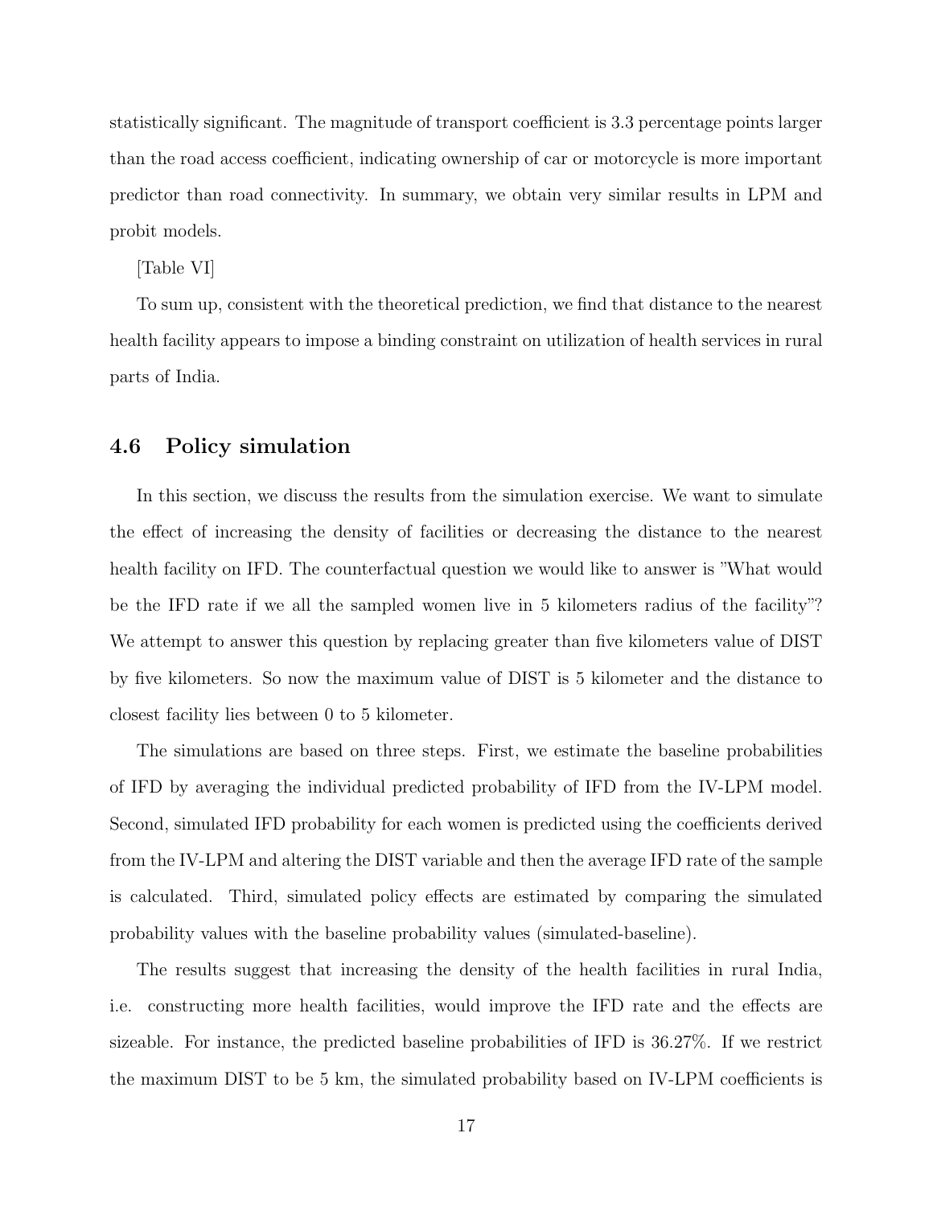statistically significant. The magnitude of transport coefficient is 3.3 percentage points larger than the road access coefficient, indicating ownership of car or motorcycle is more important predictor than road connectivity. In summary, we obtain very similar results in LPM and probit models.

[Table VI]

To sum up, consistent with the theoretical prediction, we find that distance to the nearest health facility appears to impose a binding constraint on utilization of health services in rural parts of India.

### 4.6 Policy simulation

In this section, we discuss the results from the simulation exercise. We want to simulate the effect of increasing the density of facilities or decreasing the distance to the nearest health facility on IFD. The counterfactual question we would like to answer is "What would be the IFD rate if we all the sampled women live in 5 kilometers radius of the facility"? We attempt to answer this question by replacing greater than five kilometers value of DIST by five kilometers. So now the maximum value of DIST is 5 kilometer and the distance to closest facility lies between 0 to 5 kilometer.

The simulations are based on three steps. First, we estimate the baseline probabilities of IFD by averaging the individual predicted probability of IFD from the IV-LPM model. Second, simulated IFD probability for each women is predicted using the coefficients derived from the IV-LPM and altering the DIST variable and then the average IFD rate of the sample is calculated. Third, simulated policy effects are estimated by comparing the simulated probability values with the baseline probability values (simulated-baseline).

The results suggest that increasing the density of the health facilities in rural India, i.e. constructing more health facilities, would improve the IFD rate and the effects are sizeable. For instance, the predicted baseline probabilities of IFD is 36.27%. If we restrict the maximum DIST to be 5 km, the simulated probability based on IV-LPM coefficients is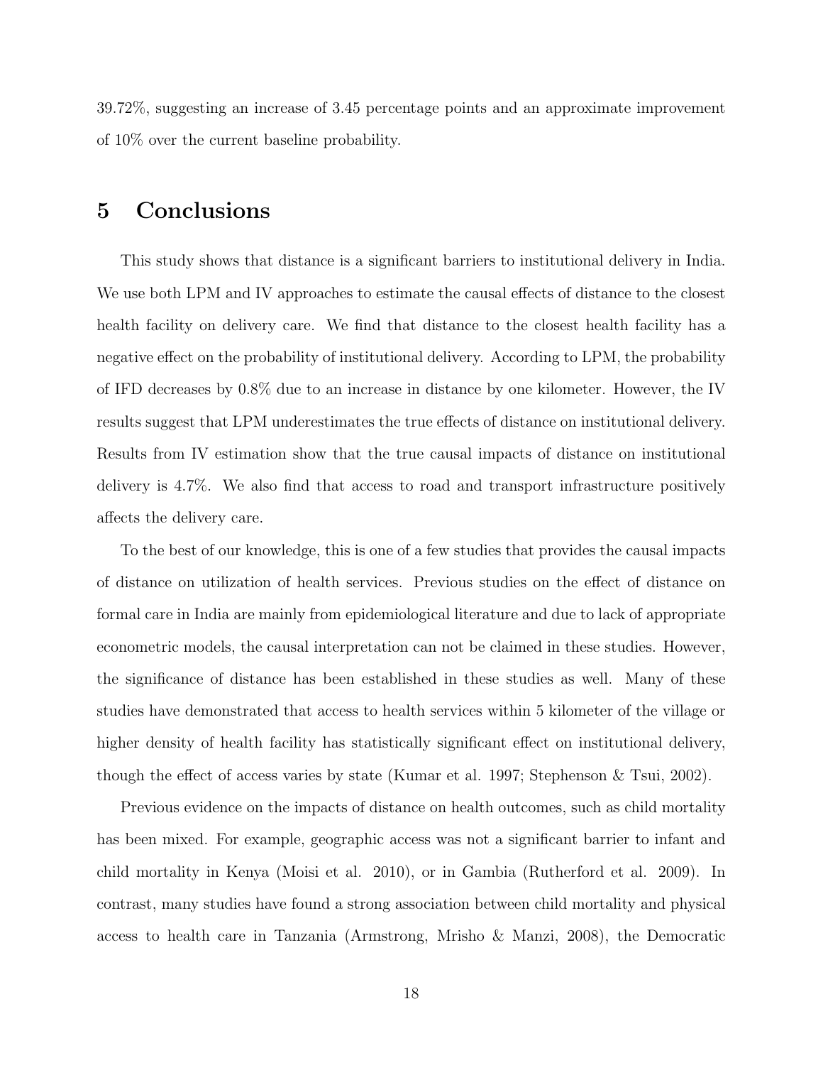39.72%, suggesting an increase of 3.45 percentage points and an approximate improvement of 10% over the current baseline probability.

## 5 Conclusions

This study shows that distance is a significant barriers to institutional delivery in India. We use both LPM and IV approaches to estimate the causal effects of distance to the closest health facility on delivery care. We find that distance to the closest health facility has a negative effect on the probability of institutional delivery. According to LPM, the probability of IFD decreases by 0.8% due to an increase in distance by one kilometer. However, the IV results suggest that LPM underestimates the true effects of distance on institutional delivery. Results from IV estimation show that the true causal impacts of distance on institutional delivery is 4.7%. We also find that access to road and transport infrastructure positively affects the delivery care.

To the best of our knowledge, this is one of a few studies that provides the causal impacts of distance on utilization of health services. Previous studies on the effect of distance on formal care in India are mainly from epidemiological literature and due to lack of appropriate econometric models, the causal interpretation can not be claimed in these studies. However, the significance of distance has been established in these studies as well. Many of these studies have demonstrated that access to health services within 5 kilometer of the village or higher density of health facility has statistically significant effect on institutional delivery, though the effect of access varies by state (Kumar et al. 1997; Stephenson & Tsui, 2002).

Previous evidence on the impacts of distance on health outcomes, such as child mortality has been mixed. For example, geographic access was not a significant barrier to infant and child mortality in Kenya (Moisi et al. 2010), or in Gambia (Rutherford et al. 2009). In contrast, many studies have found a strong association between child mortality and physical access to health care in Tanzania (Armstrong, Mrisho & Manzi, 2008), the Democratic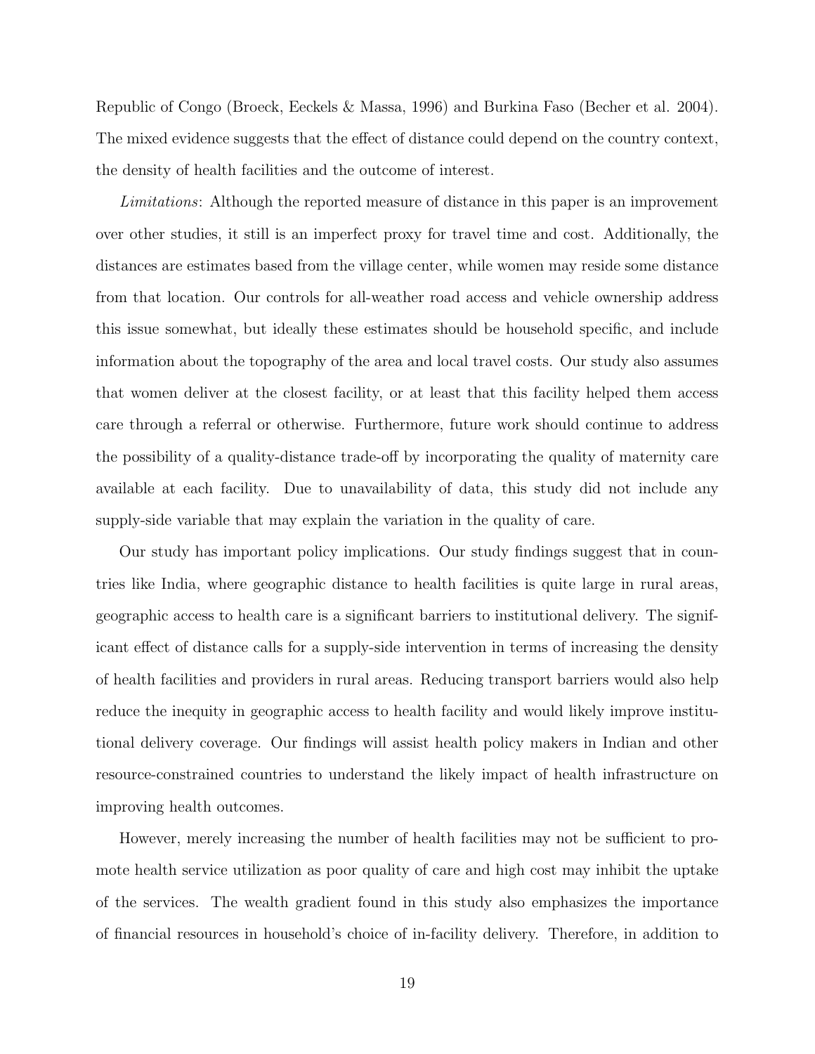Republic of Congo (Broeck, Eeckels & Massa, 1996) and Burkina Faso (Becher et al. 2004). The mixed evidence suggests that the effect of distance could depend on the country context, the density of health facilities and the outcome of interest.

*Limitations*: Although the reported measure of distance in this paper is an improvement over other studies, it still is an imperfect proxy for travel time and cost. Additionally, the distances are estimates based from the village center, while women may reside some distance from that location. Our controls for all-weather road access and vehicle ownership address this issue somewhat, but ideally these estimates should be household specific, and include information about the topography of the area and local travel costs. Our study also assumes that women deliver at the closest facility, or at least that this facility helped them access care through a referral or otherwise. Furthermore, future work should continue to address the possibility of a quality-distance trade-off by incorporating the quality of maternity care available at each facility. Due to unavailability of data, this study did not include any supply-side variable that may explain the variation in the quality of care.

Our study has important policy implications. Our study findings suggest that in countries like India, where geographic distance to health facilities is quite large in rural areas, geographic access to health care is a significant barriers to institutional delivery. The significant effect of distance calls for a supply-side intervention in terms of increasing the density of health facilities and providers in rural areas. Reducing transport barriers would also help reduce the inequity in geographic access to health facility and would likely improve institutional delivery coverage. Our findings will assist health policy makers in Indian and other resource-constrained countries to understand the likely impact of health infrastructure on improving health outcomes.

However, merely increasing the number of health facilities may not be sufficient to promote health service utilization as poor quality of care and high cost may inhibit the uptake of the services. The wealth gradient found in this study also emphasizes the importance of financial resources in household's choice of in-facility delivery. Therefore, in addition to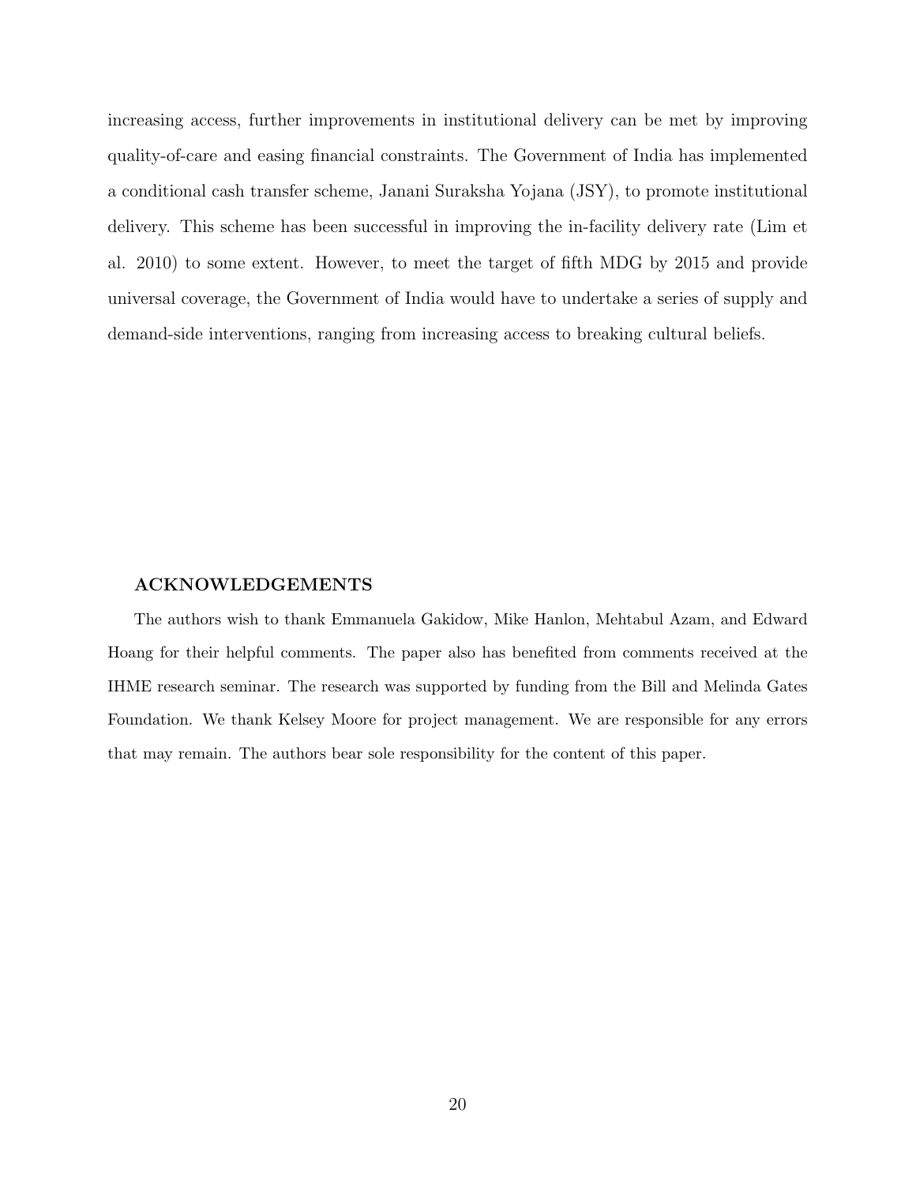increasing access, further improvements in institutional delivery can be met by improving quality-of-care and easing financial constraints. The Government of India has implemented a conditional cash transfer scheme, Janani Suraksha Yojana (JSY), to promote institutional delivery. This scheme has been successful in improving the in-facility delivery rate (Lim et al. 2010) to some extent. However, to meet the target of fifth MDG by 2015 and provide universal coverage, the Government of India would have to undertake a series of supply and demand-side interventions, ranging from increasing access to breaking cultural beliefs.

## ACKNOWLEDGEMENTS

The authors wish to thank Emmanuela Gakidow, Mike Hanlon, Mehtabul Azam, and Edward Hoang for their helpful comments. The paper also has benefited from comments received at the IHME research seminar. The research was supported by funding from the Bill and Melinda Gates Foundation. We thank Kelsey Moore for project management. We are responsible for any errors that may remain. The authors bear sole responsibility for the content of this paper.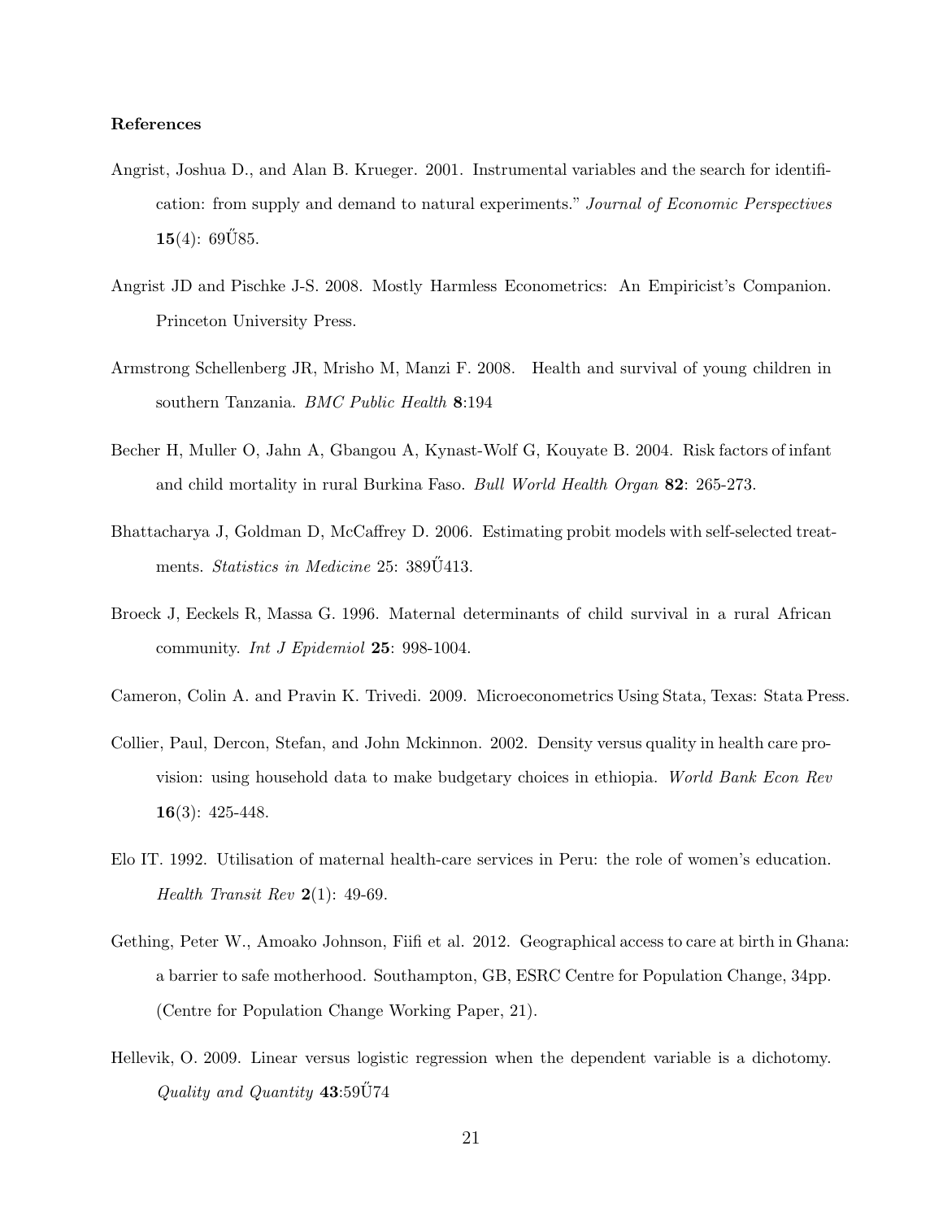**References**

Angrist, Joshua D., and Alan B. Krueger. 2001. Instrumental variables and the search for identification: from supply and demand to natural experiments." *Journal of Economic Perspectives* **15**(4): 69Ű85.

Angrist JD and Pischke J-S. 2008. Mostly Harmless Econometrics: An Empiricist's Companion. Princeton University Press.

Armstrong Schellenberg JR, Mrisho M, Manzi F. 2008. Health and survival of young children in southern Tanzania. *BMC Public Health* **8**:194

Becher H, Muller O, Jahn A, Gbangou A, Kynast-Wolf G, Kouyate B. 2004. Risk factors of infant and child mortality in rural Burkina Faso. *Bull World Health Organ* **82**: 265-273.

Bhattacharya J, Goldman D, McCaffrey D. 2006. Estimating probit models with self-selected treatments. *Statistics in Medicine* 25: 389Ű413.

Broeck J, Eeckels R, Massa G. 1996. Maternal determinants of child survival in a rural African community. *Int J Epidemiol* **25**: 998-1004.

Cameron, Colin A. and Pravin K. Trivedi. 2009. Microeconometrics Using Stata, Texas: Stata Press.

Collier, Paul, Dercon, Stefan, and John Mckinnon. 2002. Density versus quality in health care provision: using household data to make budgetary choices in ethiopia. *World Bank Econ Rev* **16**(3): 425-448.

Elo IT. 1992. Utilisation of maternal health-care services in Peru: the role of women's education. *Health Transit Rev* **2**(1): 49-69.

Gething, Peter W., Amoako Johnson, Fiifi et al. 2012. Geographical access to care at birth in Ghana: a barrier to safe motherhood. Southampton, GB, ESRC Centre for Population Change, 34pp. (Centre for Population Change Working Paper, 21).

Hellevik, O. 2009. Linear versus logistic regression when the dependent variable is a dichotomy. *Quality and Quantity* **43**:59Ű74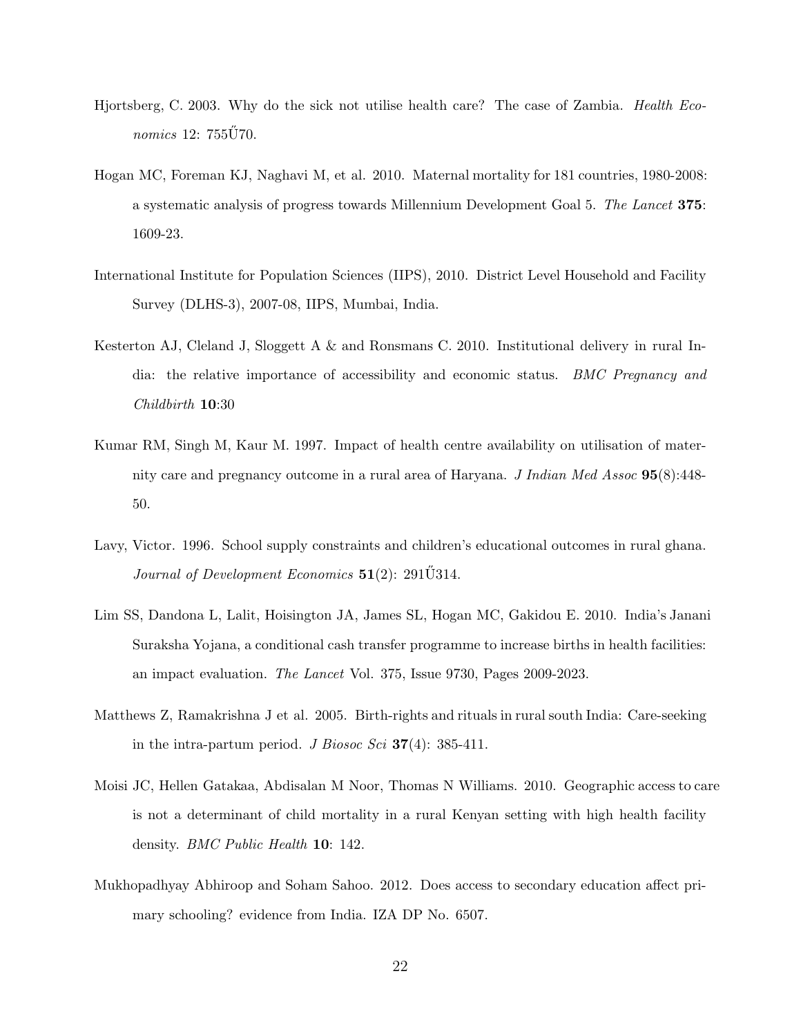Hjortsberg, C. 2003. Why do the sick not utilise health care? The case of Zambia. *Health Economics* 12: 755Ű70.

Hogan MC, Foreman KJ, Naghavi M, et al. 2010. Maternal mortality for 181 countries, 1980-2008: a systematic analysis of progress towards Millennium Development Goal 5. *The Lancet* **375**: 1609-23.

International Institute for Population Sciences (IIPS), 2010. District Level Household and Facility Survey (DLHS-3), 2007-08, IIPS, Mumbai, India.

Kesterton AJ, Cleland J, Sloggett A & and Ronsmans C. 2010. Institutional delivery in rural India: the relative importance of accessibility and economic status. *BMC Pregnancy and Childbirth* **10**:30

Kumar RM, Singh M, Kaur M. 1997. Impact of health centre availability on utilisation of maternity care and pregnancy outcome in a rural area of Haryana. *J Indian Med Assoc* **95**(8):448-50.

Lavy, Victor. 1996. School supply constraints and children's educational outcomes in rural ghana. *Journal of Development Economics* **51**(2): 291Ű314.

Lim SS, Dandona L, Lalit, Hoisington JA, James SL, Hogan MC, Gakidou E. 2010. India's Janani Suraksha Yojana, a conditional cash transfer programme to increase births in health facilities: an impact evaluation. *The Lancet* Vol. 375, Issue 9730, Pages 2009-2023.

Matthews Z, Ramakrishna J et al. 2005. Birth-rights and rituals in rural south India: Care-seeking in the intra-partum period. *J Biosoc Sci* **37**(4): 385-411.

Moisi JC, Hellen Gatakaa, Abdisalan M Noor, Thomas N Williams. 2010. Geographic access to care is not a determinant of child mortality in a rural Kenyan setting with high health facility density. *BMC Public Health* **10**: 142.

Mukhopadhyay Abhiroop and Soham Sahoo. 2012. Does access to secondary education affect primary schooling? evidence from India. IZA DP No. 6507.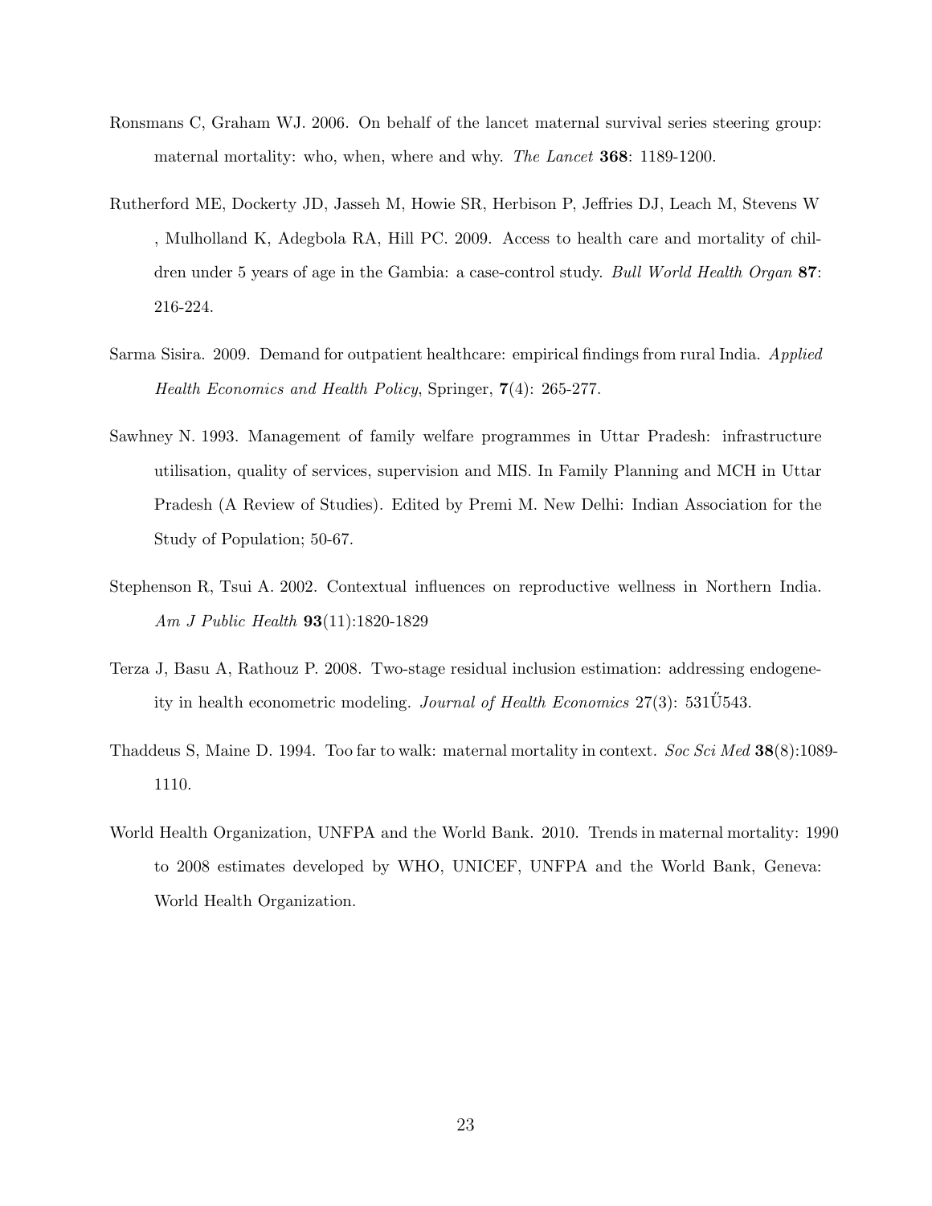Ronsmans C, Graham WJ. 2006. On behalf of the lancet maternal survival series steering group: maternal mortality: who, when, where and why. *The Lancet* **368**: 1189-1200.

Rutherford ME, Dockerty JD, Jasseh M, Howie SR, Herbison P, Jeffries DJ, Leach M, Stevens W , Mulholland K, Adegbola RA, Hill PC. 2009. Access to health care and mortality of children under 5 years of age in the Gambia: a case-control study. *Bull World Health Organ* **87**: 216-224.

Sarma Sisira. 2009. Demand for outpatient healthcare: empirical findings from rural India. *Applied Health Economics and Health Policy*, Springer, **7**(4): 265-277.

Sawhney N. 1993. Management of family welfare programmes in Uttar Pradesh: infrastructure utilisation, quality of services, supervision and MIS. In Family Planning and MCH in Uttar Pradesh (A Review of Studies). Edited by Premi M. New Delhi: Indian Association for the Study of Population; 50-67.

Stephenson R, Tsui A. 2002. Contextual influences on reproductive wellness in Northern India. *Am J Public Health* **93**(11):1820-1829

Terza J, Basu A, Rathouz P. 2008. Two-stage residual inclusion estimation: addressing endogeneity in health econometric modeling. *Journal of Health Economics* 27(3): 531Ű543.

Thaddeus S, Maine D. 1994. Too far to walk: maternal mortality in context. *Soc Sci Med* **38**(8):1089-1110.

World Health Organization, UNFPA and the World Bank. 2010. Trends in maternal mortality: 1990 to 2008 estimates developed by WHO, UNICEF, UNFPA and the World Bank, Geneva: World Health Organization.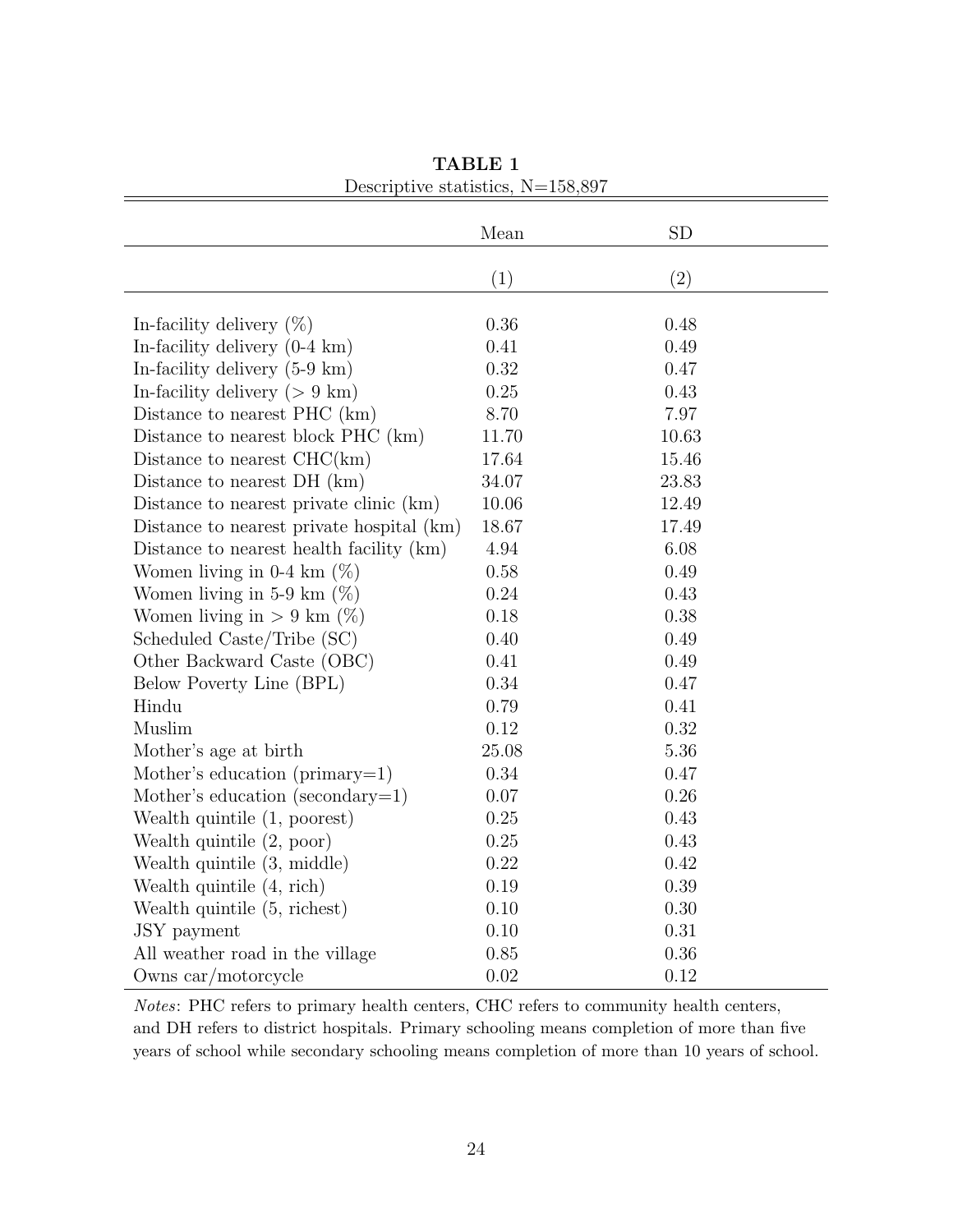**TABLE 1**

Descriptive statistics, N=158,897

| | Mean | SD |
|---|---|---|
| | (1) | (2) |
| In-facility delivery (%) | 0.36 | 0.48 |
| In-facility delivery (0-4 km) | 0.41 | 0.49 |
| In-facility delivery (5-9 km) | 0.32 | 0.47 |
| In-facility delivery (> 9 km) | 0.25 | 0.43 |
| Distance to nearest PHC (km) | 8.70 | 7.97 |
| Distance to nearest block PHC (km) | 11.70 | 10.63 |
| Distance to nearest CHC(km) | 17.64 | 15.46 |
| Distance to nearest DH (km) | 34.07 | 23.83 |
| Distance to nearest private clinic (km) | 10.06 | 12.49 |
| Distance to nearest private hospital (km) | 18.67 | 17.49 |
| Distance to nearest health facility (km) | 4.94 | 6.08 |
| Women living in 0-4 km (%) | 0.58 | 0.49 |
| Women living in 5-9 km (%) | 0.24 | 0.43 |
| Women living in > 9 km (%) | 0.18 | 0.38 |
| Scheduled Caste/Tribe (SC) | 0.40 | 0.49 |
| Other Backward Caste (OBC) | 0.41 | 0.49 |
| Below Poverty Line (BPL) | 0.34 | 0.47 |
| Hindu | 0.79 | 0.41 |
| Muslim | 0.12 | 0.32 |
| Mother's age at birth | 25.08 | 5.36 |
| Mother's education (primary=1) | 0.34 | 0.47 |
| Mother's education (secondary=1) | 0.07 | 0.26 |
| Wealth quintile (1, poorest) | 0.25 | 0.43 |
| Wealth quintile (2, poor) | 0.25 | 0.43 |
| Wealth quintile (3, middle) | 0.22 | 0.42 |
| Wealth quintile (4, rich) | 0.19 | 0.39 |
| Wealth quintile (5, richest) | 0.10 | 0.30 |
| JSY payment | 0.10 | 0.31 |
| All weather road in the village | 0.85 | 0.36 |
| Owns car/motorcycle | 0.02 | 0.12 |

*Notes*: PHC refers to primary health centers, CHC refers to community health centers, and DH refers to district hospitals. Primary schooling means completion of more than five years of school while secondary schooling means completion of more than 10 years of school.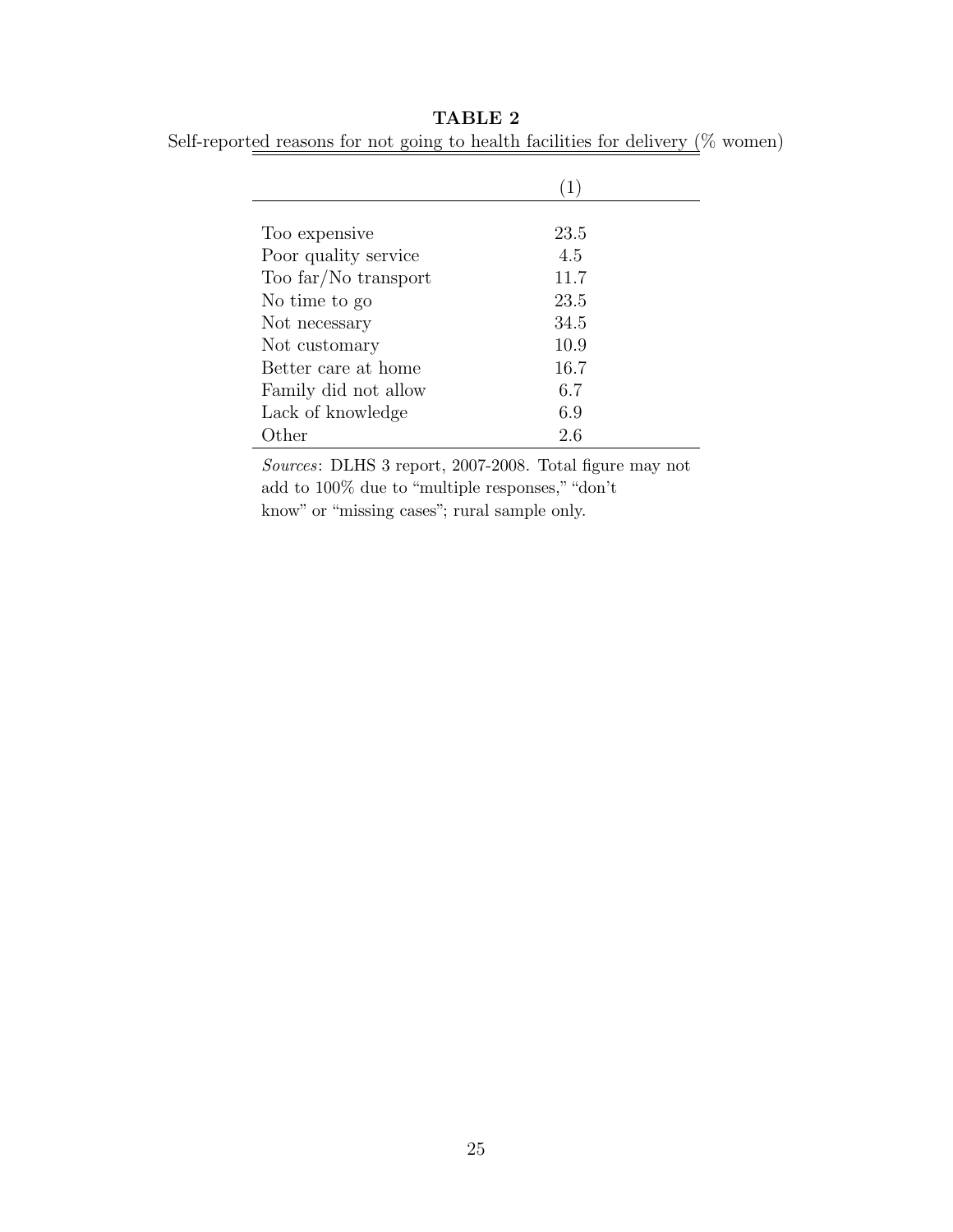**TABLE 2**

Self-reported reasons for not going to health facilities for delivery (% women)

| | (1) |
|---|---|
| Too expensive | 23.5 |
| Poor quality service | 4.5 |
| Too far/No transport | 11.7 |
| No time to go | 23.5 |
| Not necessary | 34.5 |
| Not customary | 10.9 |
| Better care at home | 16.7 |
| Family did not allow | 6.7 |
| Lack of knowledge | 6.9 |
| Other | 2.6 |

*Sources*: DLHS 3 report, 2007-2008. Total figure may not add to 100% due to "multiple responses," "don't know" or "missing cases"; rural sample only.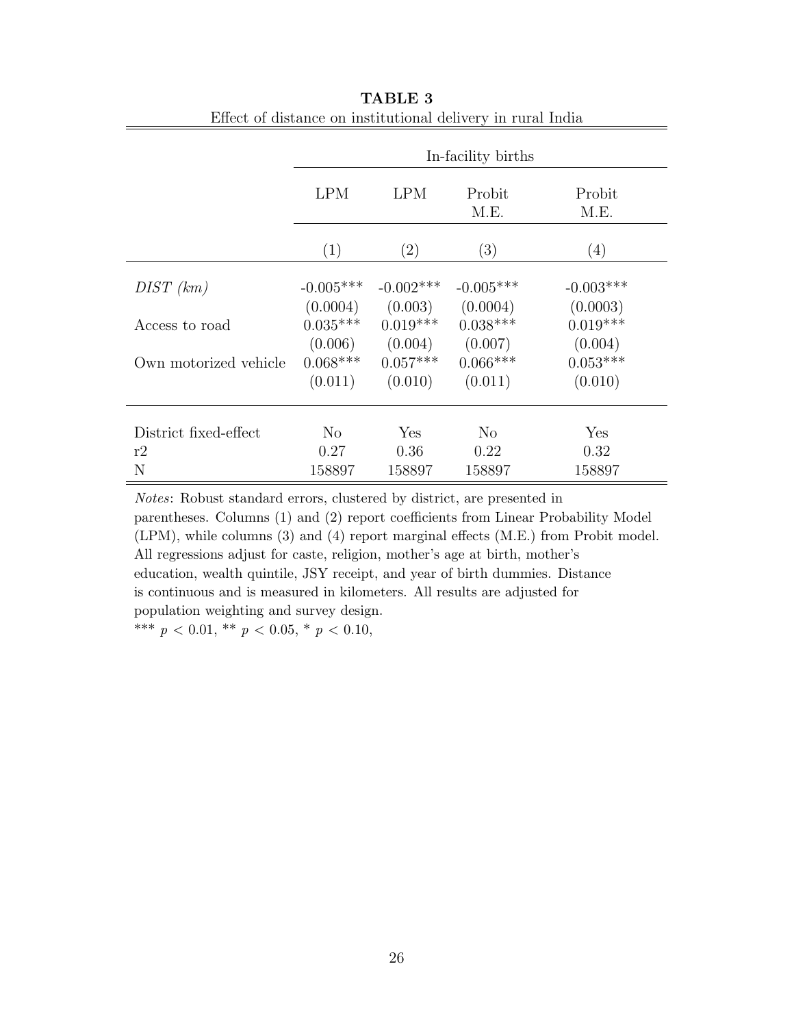**TABLE 3**

Effect of distance on institutional delivery in rural India

| | In-facility births | | | |
|---|---|---|---|---|
| | LPM | LPM | Probit M.E. | Probit M.E. |
| | (1) | (2) | (3) | (4) |
| *DIST (km)* | -0.005*** | -0.002*** | -0.005*** | -0.003*** |
| | (0.0004) | (0.003) | (0.0004) | (0.0003) |
| Access to road | 0.035*** | 0.019*** | 0.038*** | 0.019*** |
| | (0.006) | (0.004) | (0.007) | (0.004) |
| Own motorized vehicle | 0.068*** | 0.057*** | 0.066*** | 0.053*** |
| | (0.011) | (0.010) | (0.011) | (0.010) |
| District fixed-effect | No | Yes | No | Yes |
| r2 | 0.27 | 0.36 | 0.22 | 0.32 |
| N | 158897 | 158897 | 158897 | 158897 |

*Notes*: Robust standard errors, clustered by district, are presented in parentheses. Columns (1) and (2) report coefficients from Linear Probability Model (LPM), while columns (3) and (4) report marginal effects (M.E.) from Probit model. All regressions adjust for caste, religion, mother's age at birth, mother's education, wealth quintile, JSY receipt, and year of birth dummies. Distance is continuous and is measured in kilometers. All results are adjusted for population weighting and survey design.

*** $p < 0.01$, ** $p < 0.05$, * $p < 0.10$,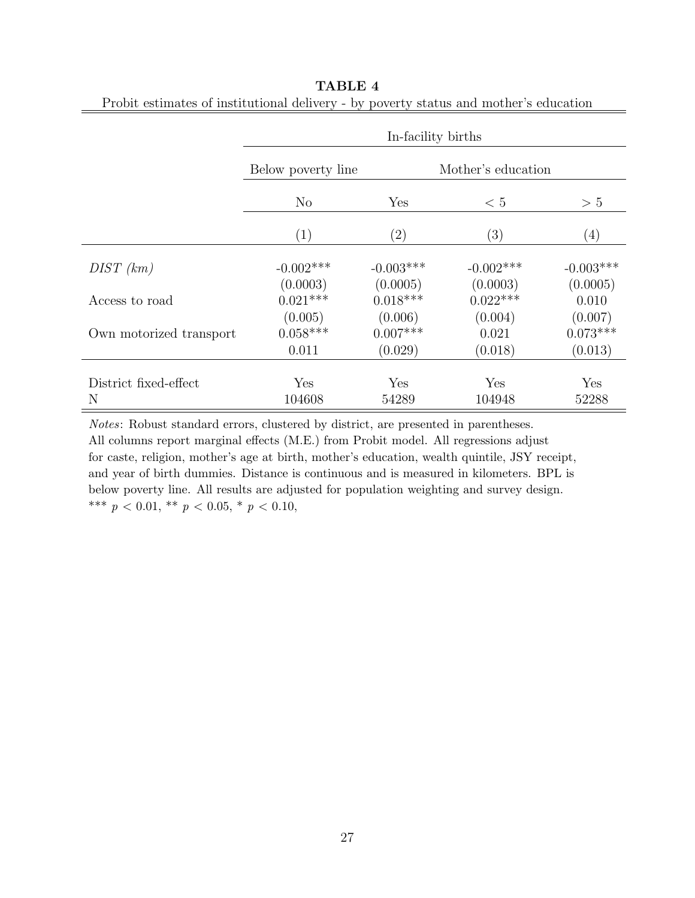**TABLE 4**

Probit estimates of institutional delivery - by poverty status and mother's education

| | In-facility births | | | |
|---|---|---|---|---|
| | Below poverty line | | Mother's education | |
| | No | Yes | < 5 | > 5 |
| | (1) | (2) | (3) | (4) |
| *DIST (km)* | -0.002*** | -0.003*** | -0.002*** | -0.003*** |
| | (0.0003) | (0.0005) | (0.0003) | (0.0005) |
| Access to road | 0.021*** | 0.018*** | 0.022*** | 0.010 |
| | (0.005) | (0.006) | (0.004) | (0.007) |
| Own motorized transport | 0.058*** | 0.007*** | 0.021 | 0.073*** |
| | 0.011 | (0.029) | (0.018) | (0.013) |
| District fixed-effect | Yes | Yes | Yes | Yes |
| N | 104608 | 54289 | 104948 | 52288 |

*Notes*: Robust standard errors, clustered by district, are presented in parentheses. All columns report marginal effects (M.E.) from Probit model. All regressions adjust for caste, religion, mother's age at birth, mother's education, wealth quintile, JSY receipt, and year of birth dummies. Distance is continuous and is measured in kilometers. BPL is below poverty line. All results are adjusted for population weighting and survey design. *** $p < 0.01$, ** $p < 0.05$, * $p < 0.10$,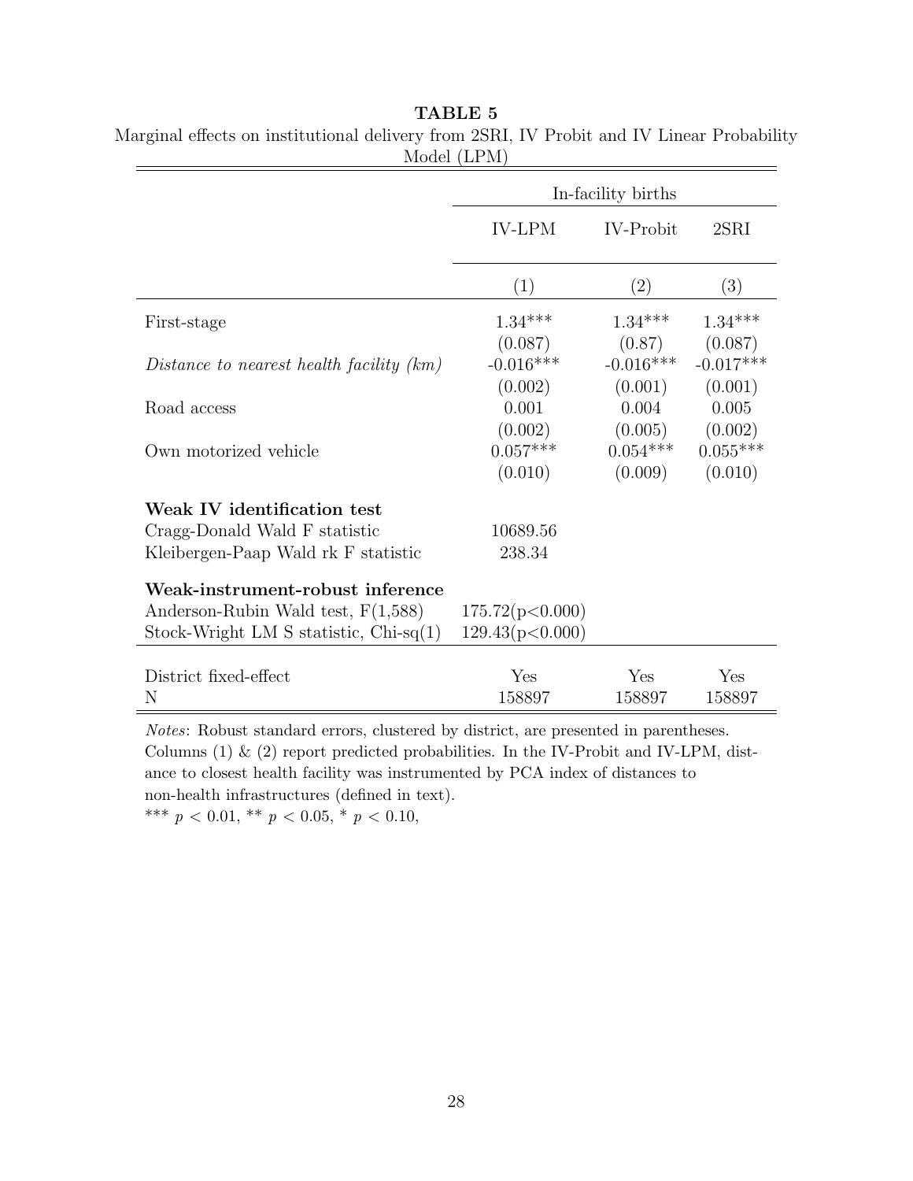**TABLE 5**

Marginal effects on institutional delivery from 2SRI, IV Probit and IV Linear Probability Model (LPM)

| | In-facility births | | |
|---|---|---|---|
| | IV-LPM | IV-Probit | 2SRI |
| | (1) | (2) | (3) |
| First-stage | 1.34*** | 1.34*** | 1.34*** |
| | (0.087) | (0.87) | (0.087) |
| *Distance to nearest health facility (km)* | -0.016*** | -0.016*** | -0.017*** |
| | (0.002) | (0.001) | (0.001) |
| Road access | 0.001 | 0.004 | 0.005 |
| | (0.002) | (0.005) | (0.002) |
| Own motorized vehicle | 0.057*** | 0.054*** | 0.055*** |
| | (0.010) | (0.009) | (0.010) |
| **Weak IV identification test** | | | |
| Cragg-Donald Wald F statistic | 10689.56 | | |
| Kleibergen-Paap Wald rk F statistic | 238.34 | | |
| **Weak-instrument-robust inference** | | | |
| Anderson-Rubin Wald test, F(1,588) | 175.72(p<0.000) | | |
| Stock-Wright LM S statistic, Chi-sq(1) | 129.43(p<0.000) | | |
| District fixed-effect | Yes | Yes | Yes |
| N | 158897 | 158897 | 158897 |

*Notes*: Robust standard errors, clustered by district, are presented in parentheses. Columns (1) & (2) report predicted probabilities. In the IV-Probit and IV-LPM, distance to closest health facility was instrumented by PCA index of distances to non-health infrastructures (defined in text).

*** $p < 0.01$, ** $p < 0.05$, * $p < 0.10$,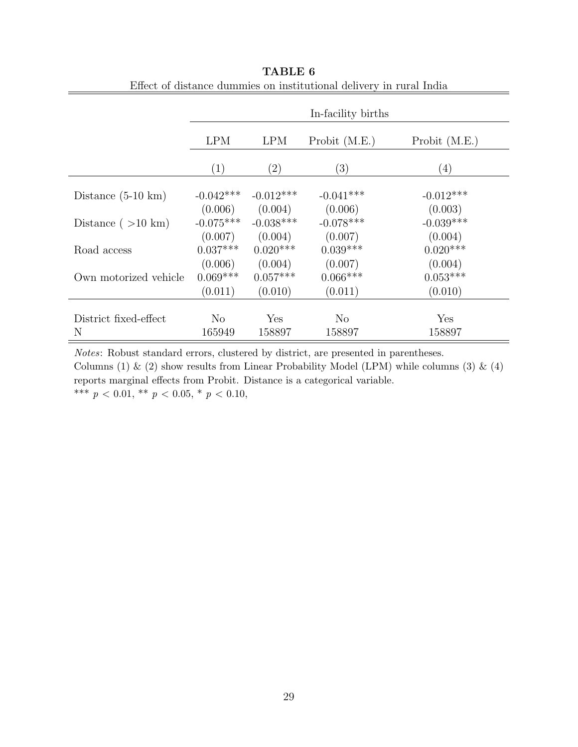**TABLE 6**

Effect of distance dummies on institutional delivery in rural India

| | In-facility births | | | |
|---|---|---|---|---|
| | LPM | LPM | Probit (M.E.) | Probit (M.E.) |
| | (1) | (2) | (3) | (4) |
| Distance (5-10 km) | -0.042*** | -0.012*** | -0.041*** | -0.012*** |
| | (0.006) | (0.004) | (0.006) | (0.003) |
| Distance ( >10 km) | -0.075*** | -0.038*** | -0.078*** | -0.039*** |
| | (0.007) | (0.004) | (0.007) | (0.004) |
| Road access | 0.037*** | 0.020*** | 0.039*** | 0.020*** |
| | (0.006) | (0.004) | (0.007) | (0.004) |
| Own motorized vehicle | 0.069*** | 0.057*** | 0.066*** | 0.053*** |
| | (0.011) | (0.010) | (0.011) | (0.010) |
| District fixed-effect | No | Yes | No | Yes |
| N | 165949 | 158897 | 158897 | 158897 |

*Notes*: Robust standard errors, clustered by district, are presented in parentheses. Columns (1) & (2) show results from Linear Probability Model (LPM) while columns (3) & (4) reports marginal effects from Probit. Distance is a categorical variable.

*** $p < 0.01$, ** $p < 0.05$, * $p < 0.10$,